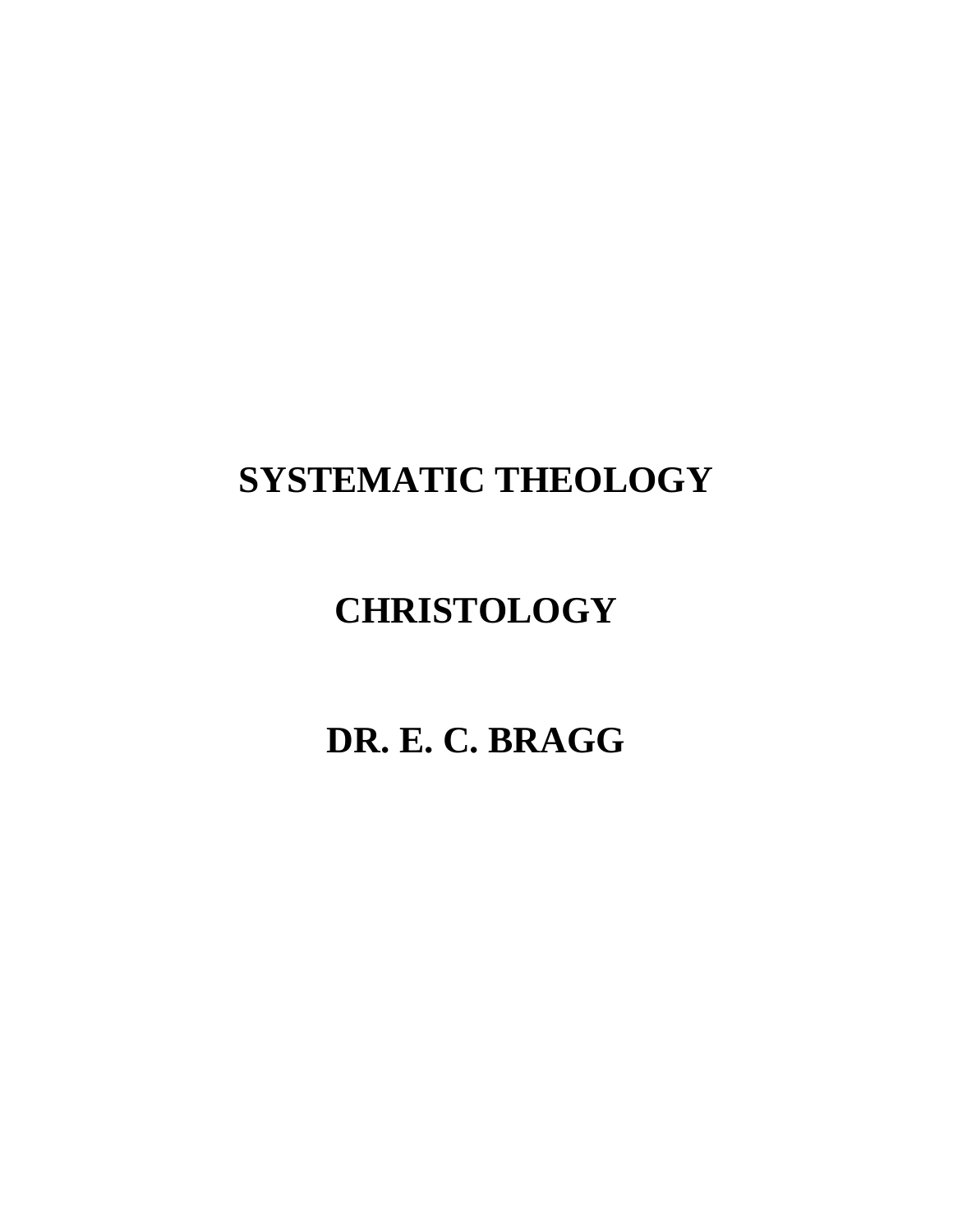# SYSTEMATIC THEOLOGY

# CHRISTOLOGY

# DR. E. C. BRAGG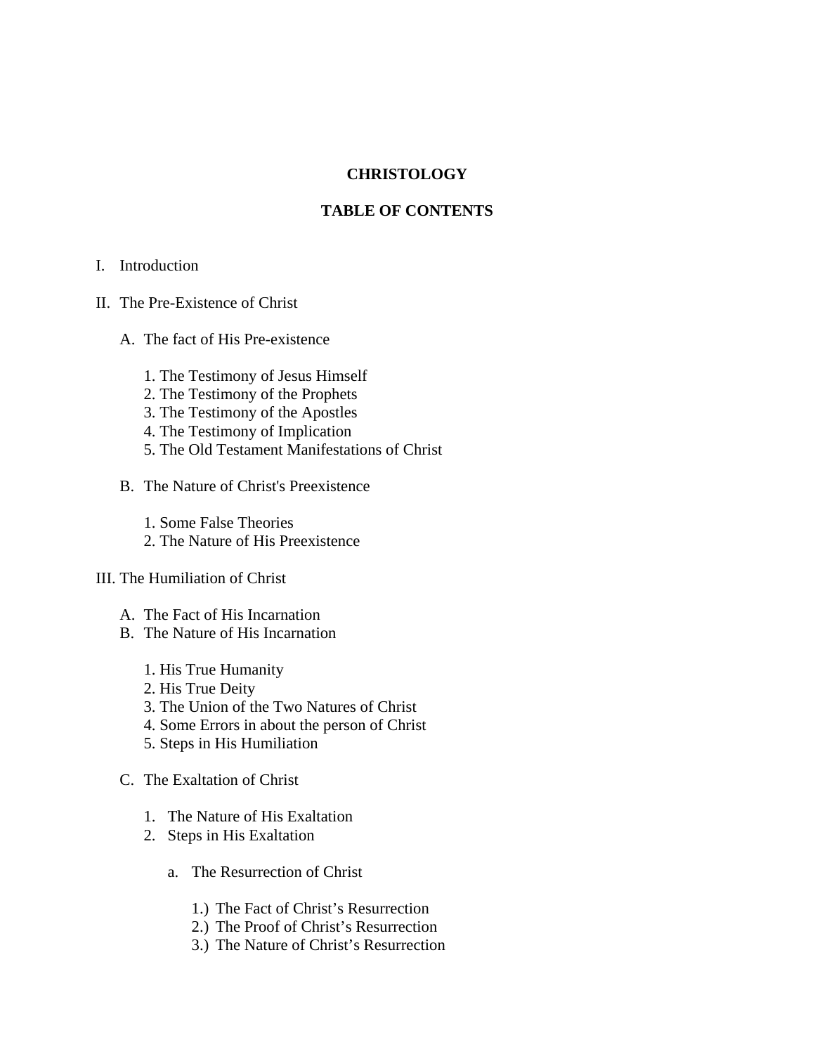# CHRISTOLOGY

## TABLE OF CONTENTS

I. Introduction

II. The Pre-Existence of Christ

   A. The fact of His Pre-existence

      1. The Testimony of Jesus Himself
      2. The Testimony of the Prophets
      3. The Testimony of the Apostles
      4. The Testimony of Implication
      5. The Old Testament Manifestations of Christ

   B. The Nature of Christ's Preexistence

      1. Some False Theories
      2. The Nature of His Preexistence

III. The Humiliation of Christ

   A. The Fact of His Incarnation
   B. The Nature of His Incarnation

      1. His True Humanity
      2. His True Deity
      3. The Union of the Two Natures of Christ
      4. Some Errors in about the person of Christ
      5. Steps in His Humiliation

   C. The Exaltation of Christ

      1. The Nature of His Exaltation
      2. Steps in His Exaltation

         a. The Resurrection of Christ

            1.) The Fact of Christ's Resurrection
            2.) The Proof of Christ's Resurrection
            3.) The Nature of Christ's Resurrection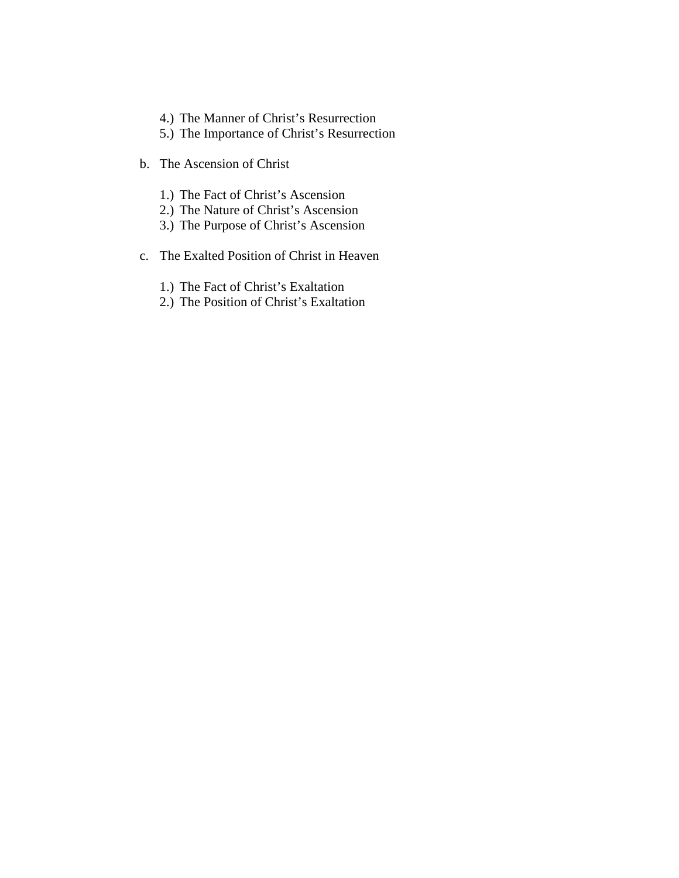4.) The Manner of Christ's Resurrection
5.) The Importance of Christ's Resurrection

b. The Ascension of Christ

1.) The Fact of Christ's Ascension
2.) The Nature of Christ's Ascension
3.) The Purpose of Christ's Ascension

c. The Exalted Position of Christ in Heaven

1.) The Fact of Christ's Exaltation
2.) The Position of Christ's Exaltation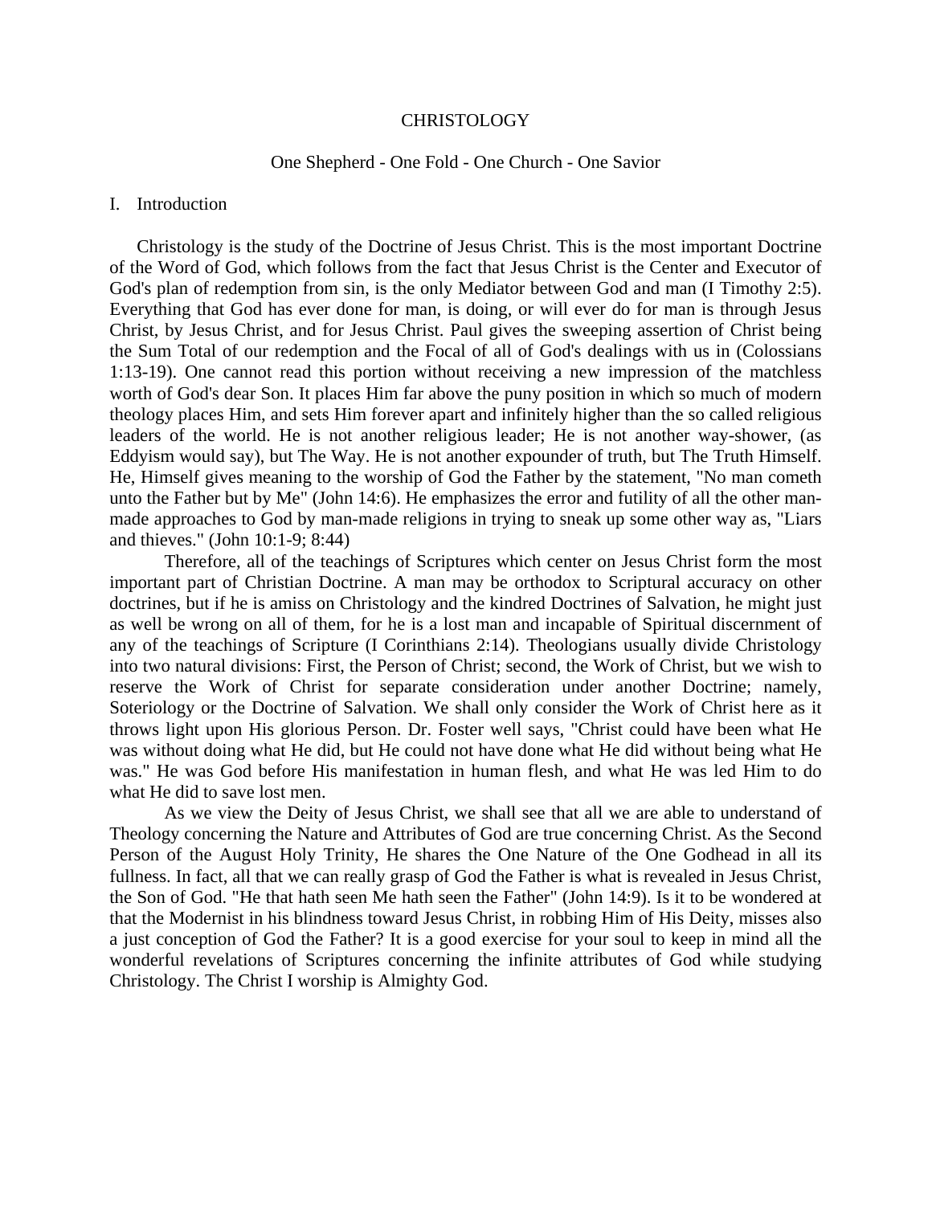# CHRISTOLOGY

## One Shepherd - One Fold - One Church - One Savior

## I. Introduction

Christology is the study of the Doctrine of Jesus Christ. This is the most important Doctrine of the Word of God, which follows from the fact that Jesus Christ is the Center and Executor of God's plan of redemption from sin, is the only Mediator between God and man (I Timothy 2:5). Everything that God has ever done for man, is doing, or will ever do for man is through Jesus Christ, by Jesus Christ, and for Jesus Christ. Paul gives the sweeping assertion of Christ being the Sum Total of our redemption and the Focal of all of God's dealings with us in (Colossians 1:13-19). One cannot read this portion without receiving a new impression of the matchless worth of God's dear Son. It places Him far above the puny position in which so much of modern theology places Him, and sets Him forever apart and infinitely higher than the so called religious leaders of the world. He is not another religious leader; He is not another way-shower, (as Eddyism would say), but The Way. He is not another expounder of truth, but The Truth Himself. He, Himself gives meaning to the worship of God the Father by the statement, "No man cometh unto the Father but by Me" (John 14:6). He emphasizes the error and futility of all the other man-made approaches to God by man-made religions in trying to sneak up some other way as, "Liars and thieves." (John 10:1-9; 8:44)

Therefore, all of the teachings of Scriptures which center on Jesus Christ form the most important part of Christian Doctrine. A man may be orthodox to Scriptural accuracy on other doctrines, but if he is amiss on Christology and the kindred Doctrines of Salvation, he might just as well be wrong on all of them, for he is a lost man and incapable of Spiritual discernment of any of the teachings of Scripture (I Corinthians 2:14). Theologians usually divide Christology into two natural divisions: First, the Person of Christ; second, the Work of Christ, but we wish to reserve the Work of Christ for separate consideration under another Doctrine; namely, Soteriology or the Doctrine of Salvation. We shall only consider the Work of Christ here as it throws light upon His glorious Person. Dr. Foster well says, "Christ could have been what He was without doing what He did, but He could not have done what He did without being what He was." He was God before His manifestation in human flesh, and what He was led Him to do what He did to save lost men.

As we view the Deity of Jesus Christ, we shall see that all we are able to understand of Theology concerning the Nature and Attributes of God are true concerning Christ. As the Second Person of the August Holy Trinity, He shares the One Nature of the One Godhead in all its fullness. In fact, all that we can really grasp of God the Father is what is revealed in Jesus Christ, the Son of God. "He that hath seen Me hath seen the Father" (John 14:9). Is it to be wondered at that the Modernist in his blindness toward Jesus Christ, in robbing Him of His Deity, misses also a just conception of God the Father? It is a good exercise for your soul to keep in mind all the wonderful revelations of Scriptures concerning the infinite attributes of God while studying Christology. The Christ I worship is Almighty God.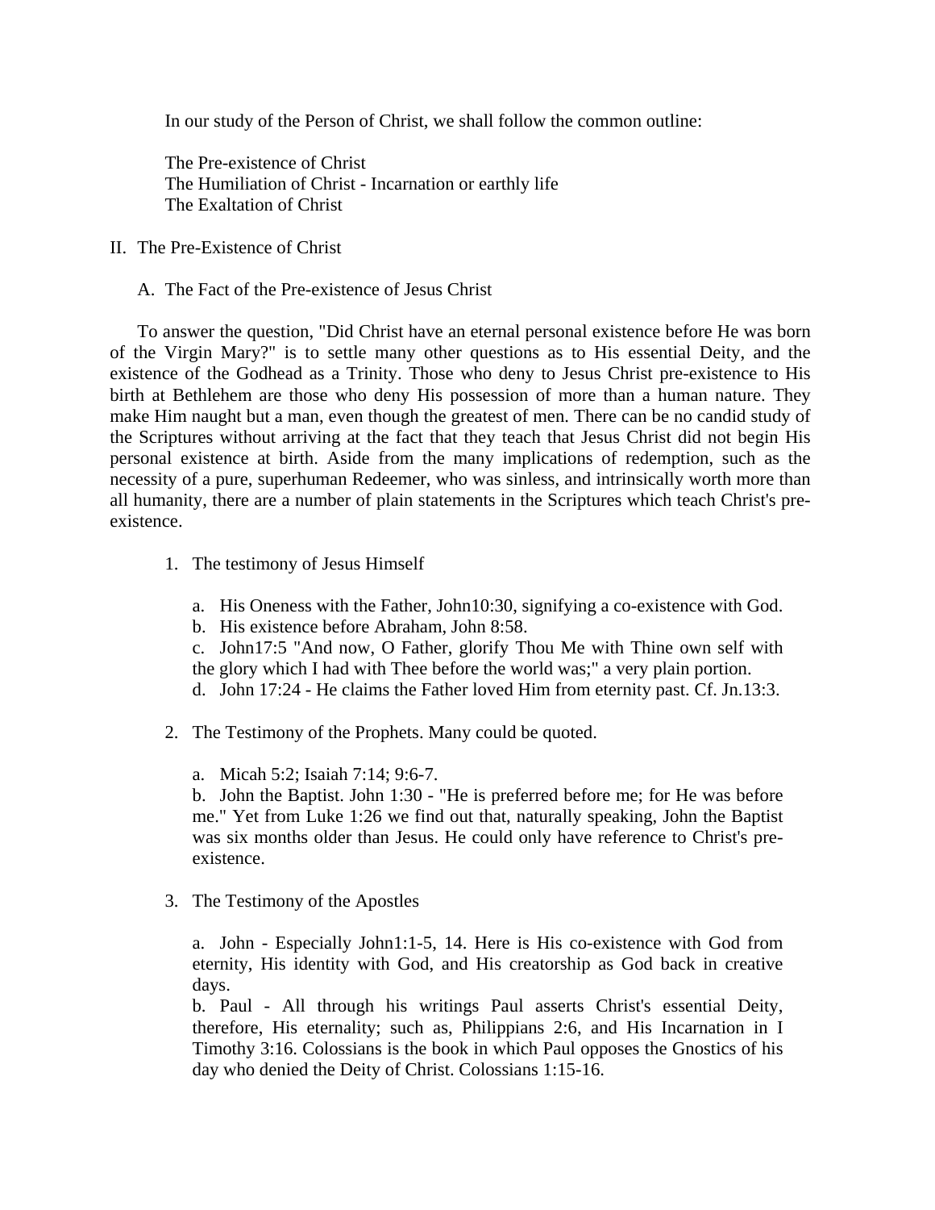In our study of the Person of Christ, we shall follow the common outline:

The Pre-existence of Christ
The Humiliation of Christ - Incarnation or earthly life
The Exaltation of Christ

## II. The Pre-Existence of Christ

### A. The Fact of the Pre-existence of Jesus Christ

To answer the question, "Did Christ have an eternal personal existence before He was born of the Virgin Mary?" is to settle many other questions as to His essential Deity, and the existence of the Godhead as a Trinity. Those who deny to Jesus Christ pre-existence to His birth at Bethlehem are those who deny His possession of more than a human nature. They make Him naught but a man, even though the greatest of men. There can be no candid study of the Scriptures without arriving at the fact that they teach that Jesus Christ did not begin His personal existence at birth. Aside from the many implications of redemption, such as the necessity of a pure, superhuman Redeemer, who was sinless, and intrinsically worth more than all humanity, there are a number of plain statements in the Scriptures which teach Christ's pre-existence.

1. The testimony of Jesus Himself

   a. His Oneness with the Father, John10:30, signifying a co-existence with God.
   b. His existence before Abraham, John 8:58.
   c. John17:5 "And now, O Father, glorify Thou Me with Thine own self with the glory which I had with Thee before the world was;" a very plain portion.
   d. John 17:24 - He claims the Father loved Him from eternity past. Cf. Jn.13:3.

2. The Testimony of the Prophets. Many could be quoted.

   a. Micah 5:2; Isaiah 7:14; 9:6-7.
   b. John the Baptist. John 1:30 - "He is preferred before me; for He was before me." Yet from Luke 1:26 we find out that, naturally speaking, John the Baptist was six months older than Jesus. He could only have reference to Christ's pre-existence.

3. The Testimony of the Apostles

   a. John - Especially John1:1-5, 14. Here is His co-existence with God from eternity, His identity with God, and His creatorship as God back in creative days.
   b. Paul - All through his writings Paul asserts Christ's essential Deity, therefore, His eternality; such as, Philippians 2:6, and His Incarnation in I Timothy 3:16. Colossians is the book in which Paul opposes the Gnostics of his day who denied the Deity of Christ. Colossians 1:15-16.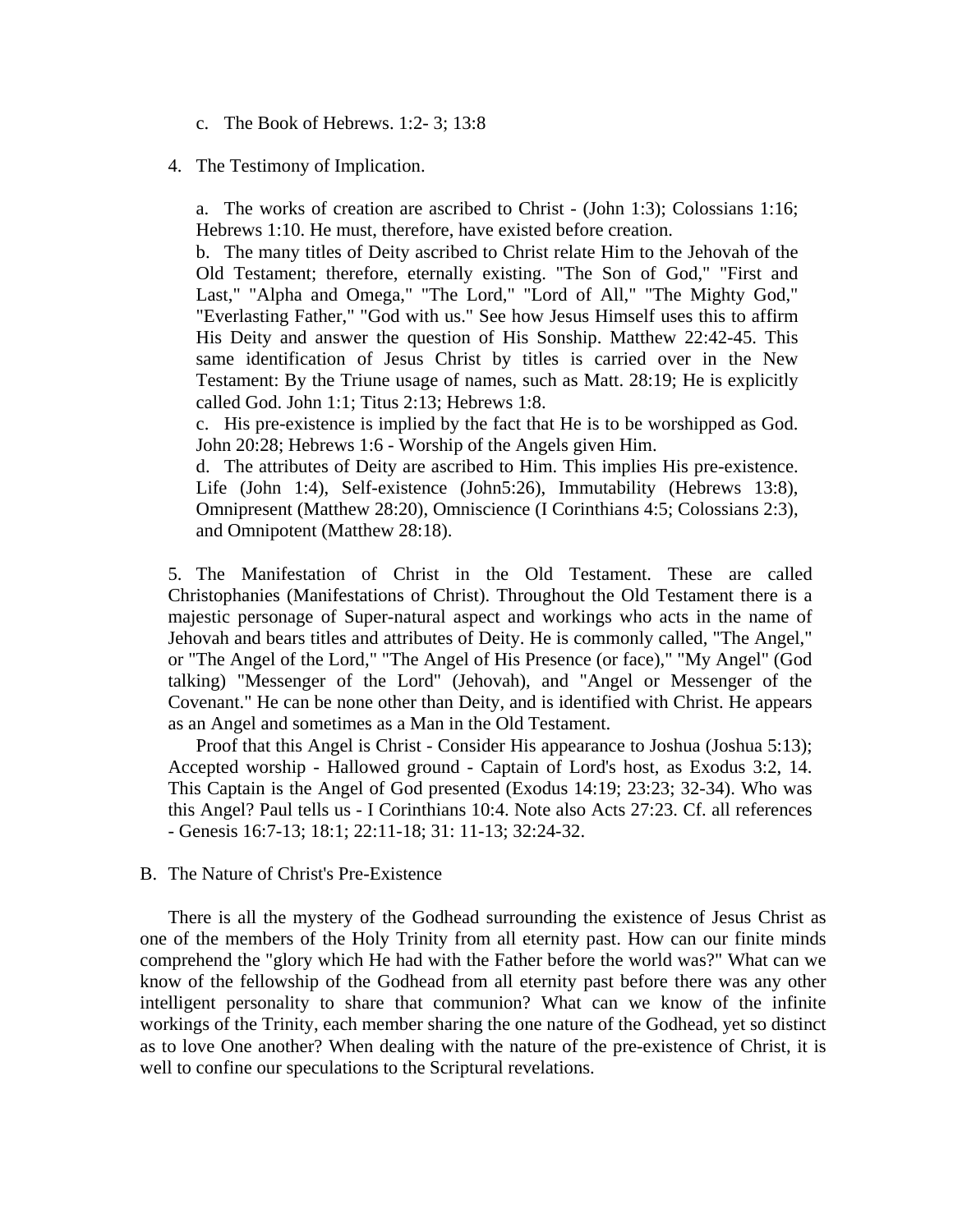c. The Book of Hebrews. 1:2- 3; 13:8

4. The Testimony of Implication.

   a. The works of creation are ascribed to Christ - (John 1:3); Colossians 1:16; Hebrews 1:10. He must, therefore, have existed before creation.
   b. The many titles of Deity ascribed to Christ relate Him to the Jehovah of the Old Testament; therefore, eternally existing. "The Son of God," "First and Last," "Alpha and Omega," "The Lord," "Lord of All," "The Mighty God," "Everlasting Father," "God with us." See how Jesus Himself uses this to affirm His Deity and answer the question of His Sonship. Matthew 22:42-45. This same identification of Jesus Christ by titles is carried over in the New Testament: By the Triune usage of names, such as Matt. 28:19; He is explicitly called God. John 1:1; Titus 2:13; Hebrews 1:8.
   c. His pre-existence is implied by the fact that He is to be worshipped as God. John 20:28; Hebrews 1:6 - Worship of the Angels given Him.
   d. The attributes of Deity are ascribed to Him. This implies His pre-existence. Life (John 1:4), Self-existence (John5:26), Immutability (Hebrews 13:8), Omnipresent (Matthew 28:20), Omniscience (I Corinthians 4:5; Colossians 2:3), and Omnipotent (Matthew 28:18).

5. The Manifestation of Christ in the Old Testament. These are called Christophanies (Manifestations of Christ). Throughout the Old Testament there is a majestic personage of Super-natural aspect and workings who acts in the name of Jehovah and bears titles and attributes of Deity. He is commonly called, "The Angel," or "The Angel of the Lord," "The Angel of His Presence (or face)," "My Angel" (God talking) "Messenger of the Lord" (Jehovah), and "Angel or Messenger of the Covenant." He can be none other than Deity, and is identified with Christ. He appears as an Angel and sometimes as a Man in the Old Testament.

   Proof that this Angel is Christ - Consider His appearance to Joshua (Joshua 5:13); Accepted worship - Hallowed ground - Captain of Lord's host, as Exodus 3:2, 14. This Captain is the Angel of God presented (Exodus 14:19; 23:23; 32-34). Who was this Angel? Paul tells us - I Corinthians 10:4. Note also Acts 27:23. Cf. all references - Genesis 16:7-13; 18:1; 22:11-18; 31: 11-13; 32:24-32.

B. The Nature of Christ's Pre-Existence

There is all the mystery of the Godhead surrounding the existence of Jesus Christ as one of the members of the Holy Trinity from all eternity past. How can our finite minds comprehend the "glory which He had with the Father before the world was?" What can we know of the fellowship of the Godhead from all eternity past before there was any other intelligent personality to share that communion? What can we know of the infinite workings of the Trinity, each member sharing the one nature of the Godhead, yet so distinct as to love One another? When dealing with the nature of the pre-existence of Christ, it is well to confine our speculations to the Scriptural revelations.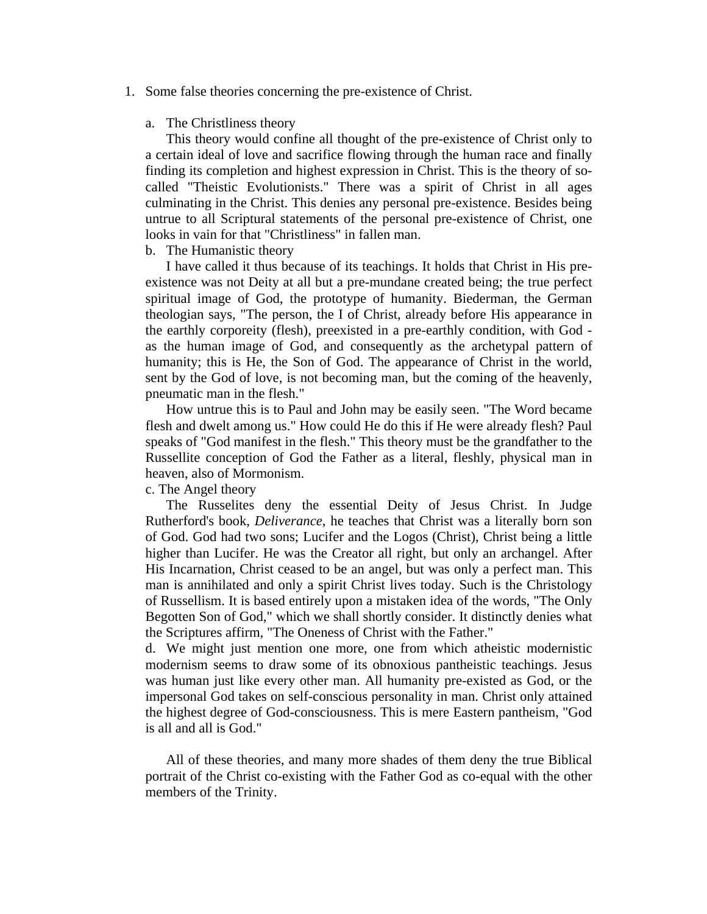1. Some false theories concerning the pre-existence of Christ.

   a. The Christliness theory

      This theory would confine all thought of the pre-existence of Christ only to a certain ideal of love and sacrifice flowing through the human race and finally finding its completion and highest expression in Christ. This is the theory of so-called "Theistic Evolutionists." There was a spirit of Christ in all ages culminating in the Christ. This denies any personal pre-existence. Besides being untrue to all Scriptural statements of the personal pre-existence of Christ, one looks in vain for that "Christliness" in fallen man.

   b. The Humanistic theory

      I have called it thus because of its teachings. It holds that Christ in His pre-existence was not Deity at all but a pre-mundane created being; the true perfect spiritual image of God, the prototype of humanity. Biederman, the German theologian says, "The person, the I of Christ, already before His appearance in the earthly corporeity (flesh), preexisted in a pre-earthly condition, with God - as the human image of God, and consequently as the archetypal pattern of humanity; this is He, the Son of God. The appearance of Christ in the world, sent by the God of love, is not becoming man, but the coming of the heavenly, pneumatic man in the flesh."

      How untrue this is to Paul and John may be easily seen. "The Word became flesh and dwelt among us." How could He do this if He were already flesh? Paul speaks of "God manifest in the flesh." This theory must be the grandfather to the Russellite conception of God the Father as a literal, fleshly, physical man in heaven, also of Mormonism.

   c. The Angel theory

      The Russelites deny the essential Deity of Jesus Christ. In Judge Rutherford's book, *Deliverance*, he teaches that Christ was a literally born son of God. God had two sons; Lucifer and the Logos (Christ), Christ being a little higher than Lucifer. He was the Creator all right, but only an archangel. After His Incarnation, Christ ceased to be an angel, but was only a perfect man. This man is annihilated and only a spirit Christ lives today. Such is the Christology of Russellism. It is based entirely upon a mistaken idea of the words, "The Only Begotten Son of God," which we shall shortly consider. It distinctly denies what the Scriptures affirm, "The Oneness of Christ with the Father."

   d. We might just mention one more, one from which atheistic modernistic modernism seems to draw some of its obnoxious pantheistic teachings. Jesus was human just like every other man. All humanity pre-existed as God, or the impersonal God takes on self-conscious personality in man. Christ only attained the highest degree of God-consciousness. This is mere Eastern pantheism, "God is all and all is God."

   All of these theories, and many more shades of them deny the true Biblical portrait of the Christ co-existing with the Father God as co-equal with the other members of the Trinity.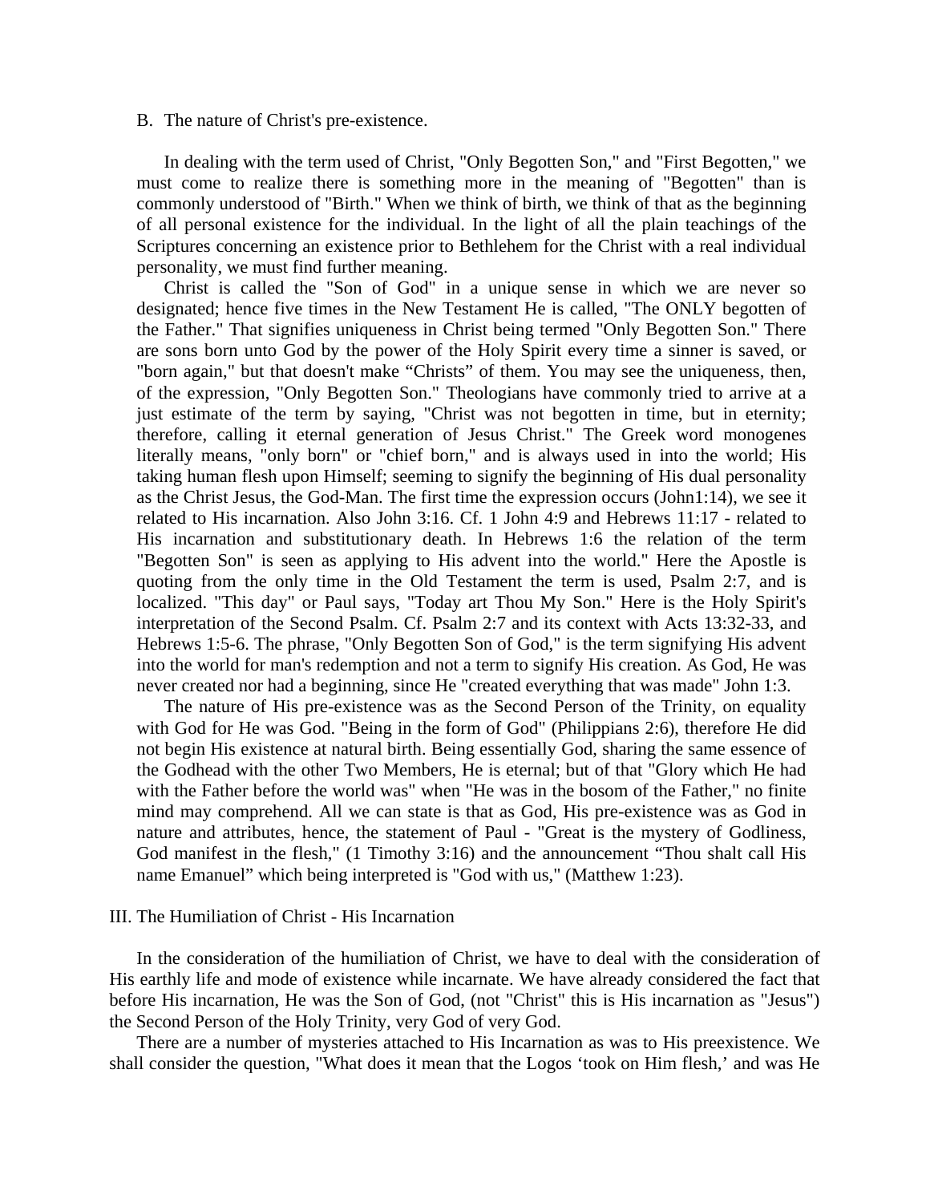B. The nature of Christ's pre-existence.

In dealing with the term used of Christ, "Only Begotten Son," and "First Begotten," we must come to realize there is something more in the meaning of "Begotten" than is commonly understood of "Birth." When we think of birth, we think of that as the beginning of all personal existence for the individual. In the light of all the plain teachings of the Scriptures concerning an existence prior to Bethlehem for the Christ with a real individual personality, we must find further meaning.

Christ is called the "Son of God" in a unique sense in which we are never so designated; hence five times in the New Testament He is called, "The ONLY begotten of the Father." That signifies uniqueness in Christ being termed "Only Begotten Son." There are sons born unto God by the power of the Holy Spirit every time a sinner is saved, or "born again," but that doesn't make "Christs" of them. You may see the uniqueness, then, of the expression, "Only Begotten Son." Theologians have commonly tried to arrive at a just estimate of the term by saying, "Christ was not begotten in time, but in eternity; therefore, calling it eternal generation of Jesus Christ." The Greek word monogenes literally means, "only born" or "chief born," and is always used in into the world; His taking human flesh upon Himself; seeming to signify the beginning of His dual personality as the Christ Jesus, the God-Man. The first time the expression occurs (John1:14), we see it related to His incarnation. Also John 3:16. Cf. 1 John 4:9 and Hebrews 11:17 - related to His incarnation and substitutionary death. In Hebrews 1:6 the relation of the term "Begotten Son" is seen as applying to His advent into the world." Here the Apostle is quoting from the only time in the Old Testament the term is used, Psalm 2:7, and is localized. "This day" or Paul says, "Today art Thou My Son." Here is the Holy Spirit's interpretation of the Second Psalm. Cf. Psalm 2:7 and its context with Acts 13:32-33, and Hebrews 1:5-6. The phrase, "Only Begotten Son of God," is the term signifying His advent into the world for man's redemption and not a term to signify His creation. As God, He was never created nor had a beginning, since He "created everything that was made" John 1:3.

The nature of His pre-existence was as the Second Person of the Trinity, on equality with God for He was God. "Being in the form of God" (Philippians 2:6), therefore He did not begin His existence at natural birth. Being essentially God, sharing the same essence of the Godhead with the other Two Members, He is eternal; but of that "Glory which He had with the Father before the world was" when "He was in the bosom of the Father," no finite mind may comprehend. All we can state is that as God, His pre-existence was as God in nature and attributes, hence, the statement of Paul - "Great is the mystery of Godliness, God manifest in the flesh," (1 Timothy 3:16) and the announcement "Thou shalt call His name Emanuel" which being interpreted is "God with us," (Matthew 1:23).

## III. The Humiliation of Christ - His Incarnation

In the consideration of the humiliation of Christ, we have to deal with the consideration of His earthly life and mode of existence while incarnate. We have already considered the fact that before His incarnation, He was the Son of God, (not "Christ" this is His incarnation as "Jesus") the Second Person of the Holy Trinity, very God of very God.

There are a number of mysteries attached to His Incarnation as was to His preexistence. We shall consider the question, "What does it mean that the Logos 'took on Him flesh,' and was He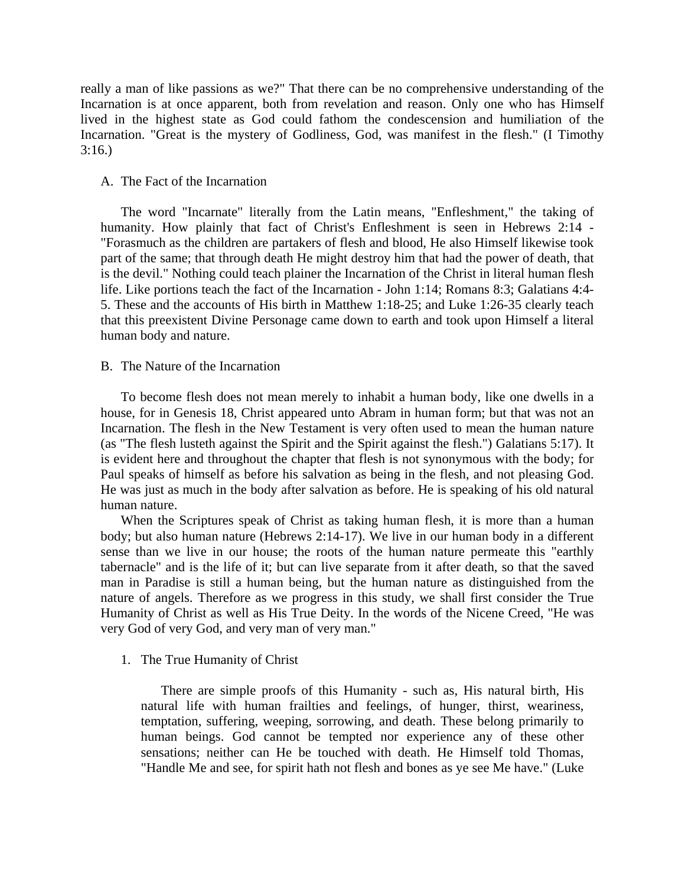really a man of like passions as we?" That there can be no comprehensive understanding of the Incarnation is at once apparent, both from revelation and reason. Only one who has Himself lived in the highest state as God could fathom the condescension and humiliation of the Incarnation. "Great is the mystery of Godliness, God, was manifest in the flesh." (I Timothy 3:16.)

### A. The Fact of the Incarnation

The word "Incarnate" literally from the Latin means, "Enfleshment," the taking of humanity. How plainly that fact of Christ's Enfleshment is seen in Hebrews 2:14 - "Forasmuch as the children are partakers of flesh and blood, He also Himself likewise took part of the same; that through death He might destroy him that had the power of death, that is the devil." Nothing could teach plainer the Incarnation of the Christ in literal human flesh life. Like portions teach the fact of the Incarnation - John 1:14; Romans 8:3; Galatians 4:4-5. These and the accounts of His birth in Matthew 1:18-25; and Luke 1:26-35 clearly teach that this preexistent Divine Personage came down to earth and took upon Himself a literal human body and nature.

### B. The Nature of the Incarnation

To become flesh does not mean merely to inhabit a human body, like one dwells in a house, for in Genesis 18, Christ appeared unto Abram in human form; but that was not an Incarnation. The flesh in the New Testament is very often used to mean the human nature (as "The flesh lusteth against the Spirit and the Spirit against the flesh.") Galatians 5:17). It is evident here and throughout the chapter that flesh is not synonymous with the body; for Paul speaks of himself as before his salvation as being in the flesh, and not pleasing God. He was just as much in the body after salvation as before. He is speaking of his old natural human nature.

When the Scriptures speak of Christ as taking human flesh, it is more than a human body; but also human nature (Hebrews 2:14-17). We live in our human body in a different sense than we live in our house; the roots of the human nature permeate this "earthly tabernacle" and is the life of it; but can live separate from it after death, so that the saved man in Paradise is still a human being, but the human nature as distinguished from the nature of angels. Therefore as we progress in this study, we shall first consider the True Humanity of Christ as well as His True Deity. In the words of the Nicene Creed, "He was very God of very God, and very man of very man."

#### 1. The True Humanity of Christ

There are simple proofs of this Humanity - such as, His natural birth, His natural life with human frailties and feelings, of hunger, thirst, weariness, temptation, suffering, weeping, sorrowing, and death. These belong primarily to human beings. God cannot be tempted nor experience any of these other sensations; neither can He be touched with death. He Himself told Thomas, "Handle Me and see, for spirit hath not flesh and bones as ye see Me have." (Luke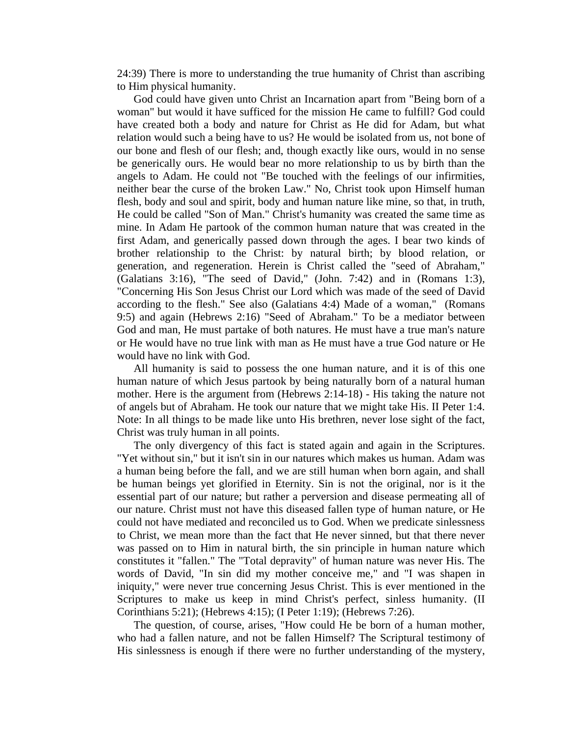24:39) There is more to understanding the true humanity of Christ than ascribing to Him physical humanity.

God could have given unto Christ an Incarnation apart from "Being born of a woman" but would it have sufficed for the mission He came to fulfill? God could have created both a body and nature for Christ as He did for Adam, but what relation would such a being have to us? He would be isolated from us, not bone of our bone and flesh of our flesh; and, though exactly like ours, would in no sense be generically ours. He would bear no more relationship to us by birth than the angels to Adam. He could not "Be touched with the feelings of our infirmities, neither bear the curse of the broken Law." No, Christ took upon Himself human flesh, body and soul and spirit, body and human nature like mine, so that, in truth, He could be called "Son of Man." Christ's humanity was created the same time as mine. In Adam He partook of the common human nature that was created in the first Adam, and generically passed down through the ages. I bear two kinds of brother relationship to the Christ: by natural birth; by blood relation, or generation, and regeneration. Herein is Christ called the "seed of Abraham," (Galatians 3:16), "The seed of David," (John. 7:42) and in (Romans 1:3), "Concerning His Son Jesus Christ our Lord which was made of the seed of David according to the flesh." See also (Galatians 4:4) Made of a woman," (Romans 9:5) and again (Hebrews 2:16) "Seed of Abraham." To be a mediator between God and man, He must partake of both natures. He must have a true man's nature or He would have no true link with man as He must have a true God nature or He would have no link with God.

All humanity is said to possess the one human nature, and it is of this one human nature of which Jesus partook by being naturally born of a natural human mother. Here is the argument from (Hebrews 2:14-18) - His taking the nature not of angels but of Abraham. He took our nature that we might take His. II Peter 1:4. Note: In all things to be made like unto His brethren, never lose sight of the fact, Christ was truly human in all points.

The only divergency of this fact is stated again and again in the Scriptures. "Yet without sin," but it isn't sin in our natures which makes us human. Adam was a human being before the fall, and we are still human when born again, and shall be human beings yet glorified in Eternity. Sin is not the original, nor is it the essential part of our nature; but rather a perversion and disease permeating all of our nature. Christ must not have this diseased fallen type of human nature, or He could not have mediated and reconciled us to God. When we predicate sinlessness to Christ, we mean more than the fact that He never sinned, but that there never was passed on to Him in natural birth, the sin principle in human nature which constitutes it "fallen." The "Total depravity" of human nature was never His. The words of David, "In sin did my mother conceive me," and "I was shapen in iniquity," were never true concerning Jesus Christ. This is ever mentioned in the Scriptures to make us keep in mind Christ's perfect, sinless humanity. (II Corinthians 5:21); (Hebrews 4:15); (I Peter 1:19); (Hebrews 7:26).

The question, of course, arises, "How could He be born of a human mother, who had a fallen nature, and not be fallen Himself? The Scriptural testimony of His sinlessness is enough if there were no further understanding of the mystery,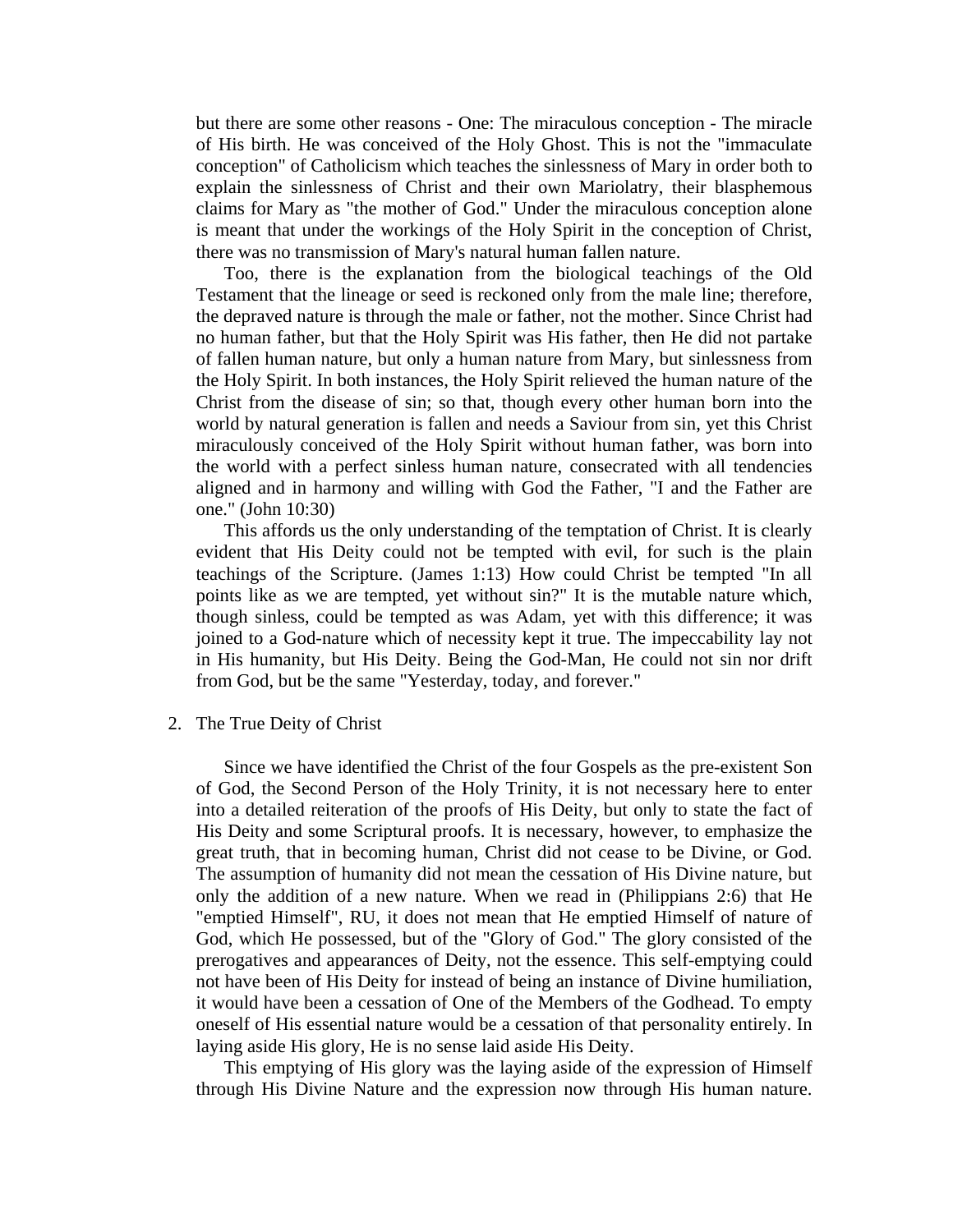but there are some other reasons - One: The miraculous conception - The miracle of His birth. He was conceived of the Holy Ghost. This is not the "immaculate conception" of Catholicism which teaches the sinlessness of Mary in order both to explain the sinlessness of Christ and their own Mariolatry, their blasphemous claims for Mary as "the mother of God." Under the miraculous conception alone is meant that under the workings of the Holy Spirit in the conception of Christ, there was no transmission of Mary's natural human fallen nature.

Too, there is the explanation from the biological teachings of the Old Testament that the lineage or seed is reckoned only from the male line; therefore, the depraved nature is through the male or father, not the mother. Since Christ had no human father, but that the Holy Spirit was His father, then He did not partake of fallen human nature, but only a human nature from Mary, but sinlessness from the Holy Spirit. In both instances, the Holy Spirit relieved the human nature of the Christ from the disease of sin; so that, though every other human born into the world by natural generation is fallen and needs a Saviour from sin, yet this Christ miraculously conceived of the Holy Spirit without human father, was born into the world with a perfect sinless human nature, consecrated with all tendencies aligned and in harmony and willing with God the Father, "I and the Father are one." (John 10:30)

This affords us the only understanding of the temptation of Christ. It is clearly evident that His Deity could not be tempted with evil, for such is the plain teachings of the Scripture. (James 1:13) How could Christ be tempted "In all points like as we are tempted, yet without sin?" It is the mutable nature which, though sinless, could be tempted as was Adam, yet with this difference; it was joined to a God-nature which of necessity kept it true. The impeccability lay not in His humanity, but His Deity. Being the God-Man, He could not sin nor drift from God, but be the same "Yesterday, today, and forever."

2. The True Deity of Christ

Since we have identified the Christ of the four Gospels as the pre-existent Son of God, the Second Person of the Holy Trinity, it is not necessary here to enter into a detailed reiteration of the proofs of His Deity, but only to state the fact of His Deity and some Scriptural proofs. It is necessary, however, to emphasize the great truth, that in becoming human, Christ did not cease to be Divine, or God. The assumption of humanity did not mean the cessation of His Divine nature, but only the addition of a new nature. When we read in (Philippians 2:6) that He "emptied Himself", RU, it does not mean that He emptied Himself of nature of God, which He possessed, but of the "Glory of God." The glory consisted of the prerogatives and appearances of Deity, not the essence. This self-emptying could not have been of His Deity for instead of being an instance of Divine humiliation, it would have been a cessation of One of the Members of the Godhead. To empty oneself of His essential nature would be a cessation of that personality entirely. In laying aside His glory, He is no sense laid aside His Deity.

This emptying of His glory was the laying aside of the expression of Himself through His Divine Nature and the expression now through His human nature.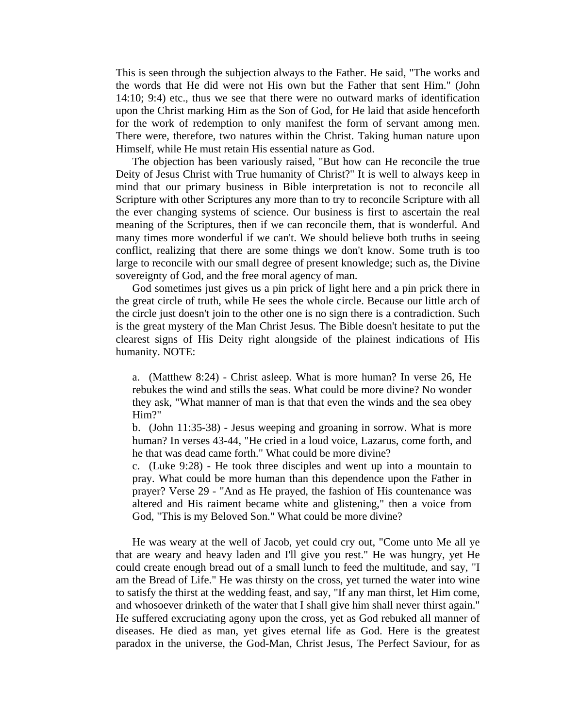This is seen through the subjection always to the Father. He said, "The works and the words that He did were not His own but the Father that sent Him." (John 14:10; 9:4) etc., thus we see that there were no outward marks of identification upon the Christ marking Him as the Son of God, for He laid that aside henceforth for the work of redemption to only manifest the form of servant among men. There were, therefore, two natures within the Christ. Taking human nature upon Himself, while He must retain His essential nature as God.

The objection has been variously raised, "But how can He reconcile the true Deity of Jesus Christ with True humanity of Christ?" It is well to always keep in mind that our primary business in Bible interpretation is not to reconcile all Scripture with other Scriptures any more than to try to reconcile Scripture with all the ever changing systems of science. Our business is first to ascertain the real meaning of the Scriptures, then if we can reconcile them, that is wonderful. And many times more wonderful if we can't. We should believe both truths in seeing conflict, realizing that there are some things we don't know. Some truth is too large to reconcile with our small degree of present knowledge; such as, the Divine sovereignty of God, and the free moral agency of man.

God sometimes just gives us a pin prick of light here and a pin prick there in the great circle of truth, while He sees the whole circle. Because our little arch of the circle just doesn't join to the other one is no sign there is a contradiction. Such is the great mystery of the Man Christ Jesus. The Bible doesn't hesitate to put the clearest signs of His Deity right alongside of the plainest indications of His humanity. NOTE:

a. (Matthew 8:24) - Christ asleep. What is more human? In verse 26, He rebukes the wind and stills the seas. What could be more divine? No wonder they ask, "What manner of man is that that even the winds and the sea obey Him?"

b. (John 11:35-38) - Jesus weeping and groaning in sorrow. What is more human? In verses 43-44, "He cried in a loud voice, Lazarus, come forth, and he that was dead came forth." What could be more divine?

c. (Luke 9:28) - He took three disciples and went up into a mountain to pray. What could be more human than this dependence upon the Father in prayer? Verse 29 - "And as He prayed, the fashion of His countenance was altered and His raiment became white and glistening," then a voice from God, "This is my Beloved Son." What could be more divine?

He was weary at the well of Jacob, yet could cry out, "Come unto Me all ye that are weary and heavy laden and I'll give you rest." He was hungry, yet He could create enough bread out of a small lunch to feed the multitude, and say, "I am the Bread of Life." He was thirsty on the cross, yet turned the water into wine to satisfy the thirst at the wedding feast, and say, "If any man thirst, let Him come, and whosoever drinketh of the water that I shall give him shall never thirst again." He suffered excruciating agony upon the cross, yet as God rebuked all manner of diseases. He died as man, yet gives eternal life as God. Here is the greatest paradox in the universe, the God-Man, Christ Jesus, The Perfect Saviour, for as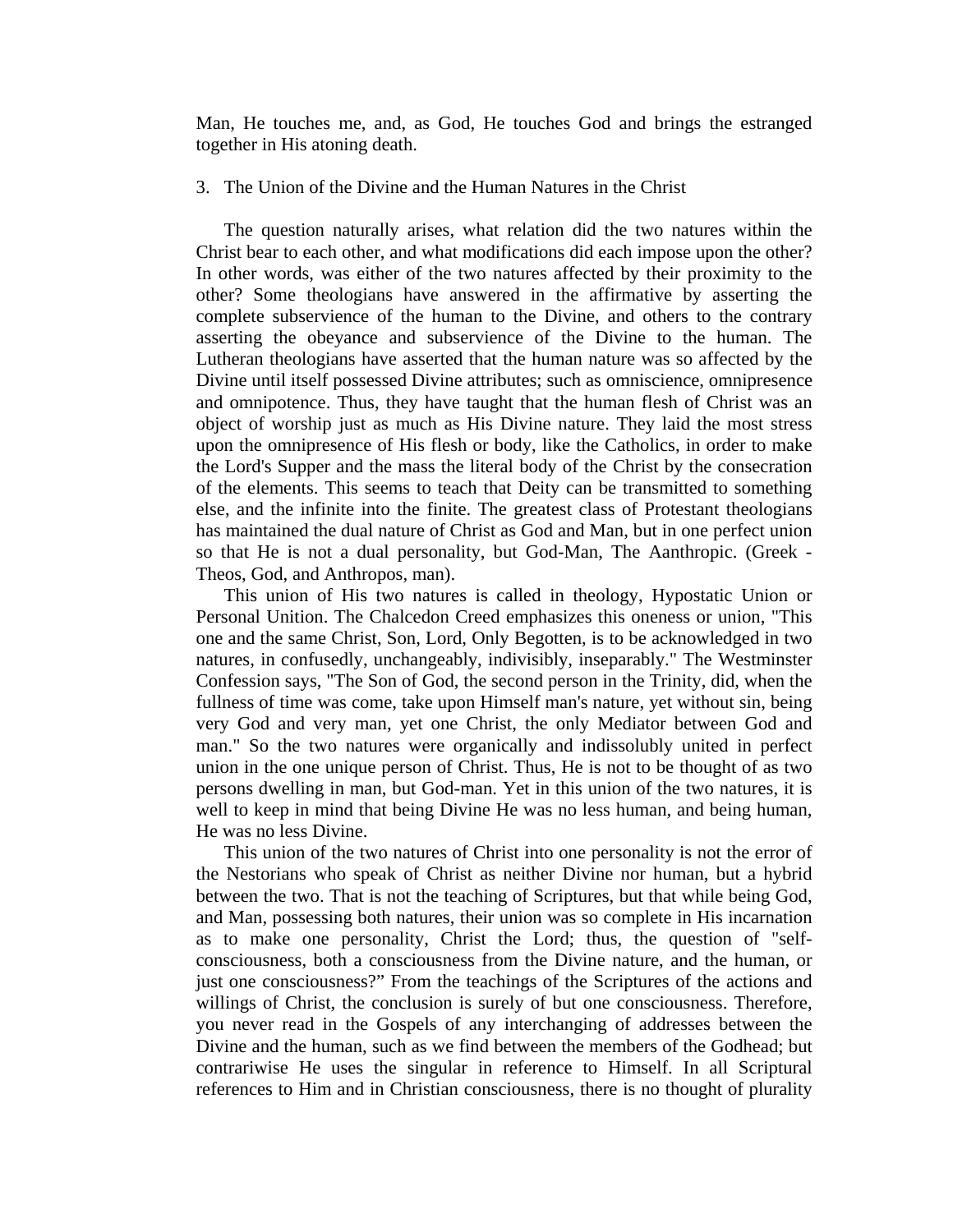Man, He touches me, and, as God, He touches God and brings the estranged together in His atoning death.

### 3. The Union of the Divine and the Human Natures in the Christ

The question naturally arises, what relation did the two natures within the Christ bear to each other, and what modifications did each impose upon the other? In other words, was either of the two natures affected by their proximity to the other? Some theologians have answered in the affirmative by asserting the complete subservience of the human to the Divine, and others to the contrary asserting the obeyance and subservience of the Divine to the human. The Lutheran theologians have asserted that the human nature was so affected by the Divine until itself possessed Divine attributes; such as omniscience, omnipresence and omnipotence. Thus, they have taught that the human flesh of Christ was an object of worship just as much as His Divine nature. They laid the most stress upon the omnipresence of His flesh or body, like the Catholics, in order to make the Lord's Supper and the mass the literal body of the Christ by the consecration of the elements. This seems to teach that Deity can be transmitted to something else, and the infinite into the finite. The greatest class of Protestant theologians has maintained the dual nature of Christ as God and Man, but in one perfect union so that He is not a dual personality, but God-Man, The Aanthropic. (Greek - Theos, God, and Anthropos, man).

This union of His two natures is called in theology, Hypostatic Union or Personal Unition. The Chalcedon Creed emphasizes this oneness or union, "This one and the same Christ, Son, Lord, Only Begotten, is to be acknowledged in two natures, in confusedly, unchangeably, indivisibly, inseparably." The Westminster Confession says, "The Son of God, the second person in the Trinity, did, when the fullness of time was come, take upon Himself man's nature, yet without sin, being very God and very man, yet one Christ, the only Mediator between God and man." So the two natures were organically and indissolubly united in perfect union in the one unique person of Christ. Thus, He is not to be thought of as two persons dwelling in man, but God-man. Yet in this union of the two natures, it is well to keep in mind that being Divine He was no less human, and being human, He was no less Divine.

This union of the two natures of Christ into one personality is not the error of the Nestorians who speak of Christ as neither Divine nor human, but a hybrid between the two. That is not the teaching of Scriptures, but that while being God, and Man, possessing both natures, their union was so complete in His incarnation as to make one personality, Christ the Lord; thus, the question of "self-consciousness, both a consciousness from the Divine nature, and the human, or just one consciousness?" From the teachings of the Scriptures of the actions and willings of Christ, the conclusion is surely of but one consciousness. Therefore, you never read in the Gospels of any interchanging of addresses between the Divine and the human, such as we find between the members of the Godhead; but contrariwise He uses the singular in reference to Himself. In all Scriptural references to Him and in Christian consciousness, there is no thought of plurality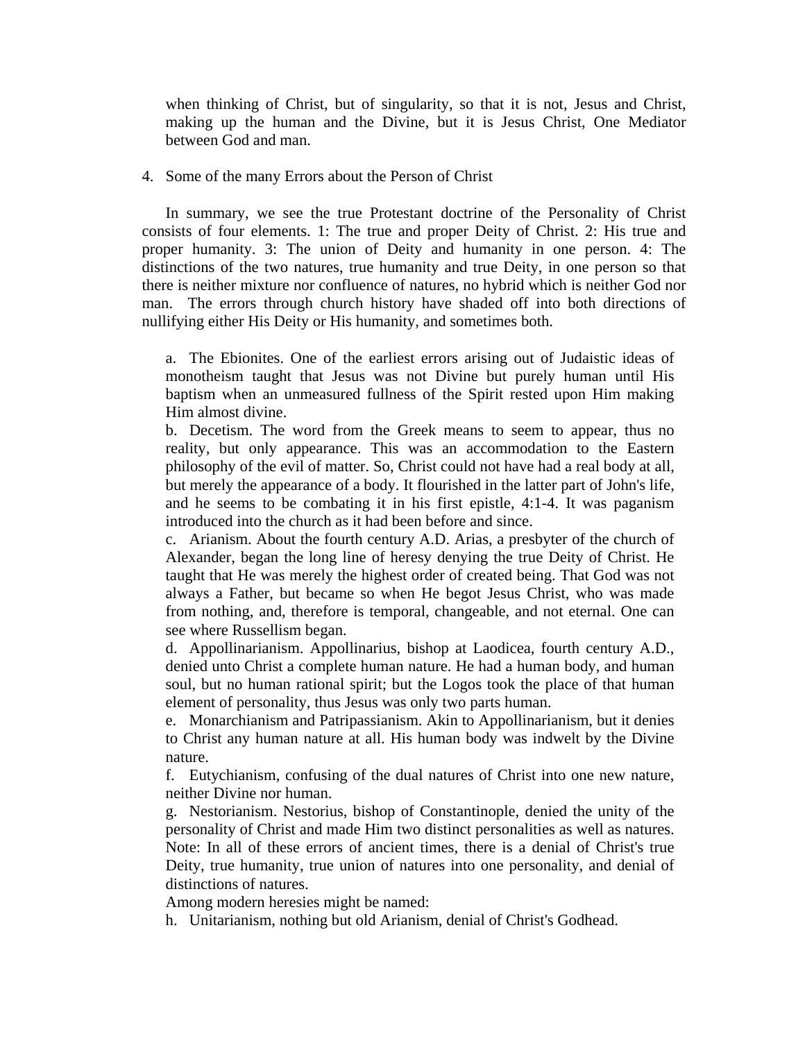when thinking of Christ, but of singularity, so that it is not, Jesus and Christ, making up the human and the Divine, but it is Jesus Christ, One Mediator between God and man.

4. Some of the many Errors about the Person of Christ

In summary, we see the true Protestant doctrine of the Personality of Christ consists of four elements. 1: The true and proper Deity of Christ. 2: His true and proper humanity. 3: The union of Deity and humanity in one person. 4: The distinctions of the two natures, true humanity and true Deity, in one person so that there is neither mixture nor confluence of natures, no hybrid which is neither God nor man. The errors through church history have shaded off into both directions of nullifying either His Deity or His humanity, and sometimes both.

a. The Ebionites. One of the earliest errors arising out of Judaistic ideas of monotheism taught that Jesus was not Divine but purely human until His baptism when an unmeasured fullness of the Spirit rested upon Him making Him almost divine.

b. Decetism. The word from the Greek means to seem to appear, thus no reality, but only appearance. This was an accommodation to the Eastern philosophy of the evil of matter. So, Christ could not have had a real body at all, but merely the appearance of a body. It flourished in the latter part of John's life, and he seems to be combating it in his first epistle, 4:1-4. It was paganism introduced into the church as it had been before and since.

c. Arianism. About the fourth century A.D. Arias, a presbyter of the church of Alexander, began the long line of heresy denying the true Deity of Christ. He taught that He was merely the highest order of created being. That God was not always a Father, but became so when He begot Jesus Christ, who was made from nothing, and, therefore is temporal, changeable, and not eternal. One can see where Russellism began.

d. Appollinarianism. Appollinarius, bishop at Laodicea, fourth century A.D., denied unto Christ a complete human nature. He had a human body, and human soul, but no human rational spirit; but the Logos took the place of that human element of personality, thus Jesus was only two parts human.

e. Monarchianism and Patripassianism. Akin to Appollinarianism, but it denies to Christ any human nature at all. His human body was indwelt by the Divine nature.

f. Eutychianism, confusing of the dual natures of Christ into one new nature, neither Divine nor human.

g. Nestorianism. Nestorius, bishop of Constantinople, denied the unity of the personality of Christ and made Him two distinct personalities as well as natures.

Note: In all of these errors of ancient times, there is a denial of Christ's true Deity, true humanity, true union of natures into one personality, and denial of distinctions of natures.

Among modern heresies might be named:

h. Unitarianism, nothing but old Arianism, denial of Christ's Godhead.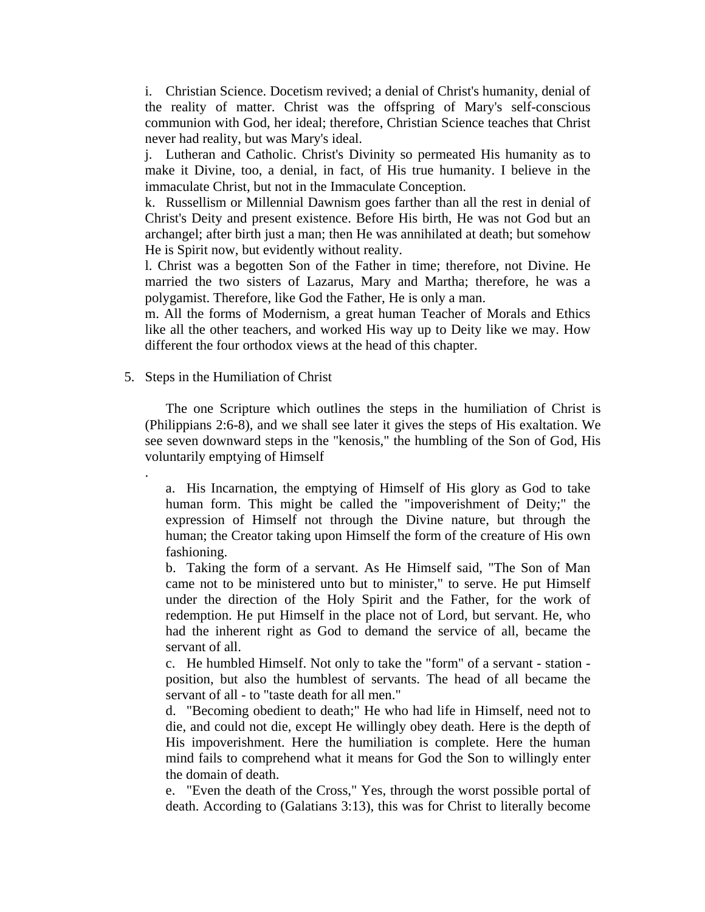i. Christian Science. Docetism revived; a denial of Christ's humanity, denial of the reality of matter. Christ was the offspring of Mary's self-conscious communion with God, her ideal; therefore, Christian Science teaches that Christ never had reality, but was Mary's ideal.

j. Lutheran and Catholic. Christ's Divinity so permeated His humanity as to make it Divine, too, a denial, in fact, of His true humanity. I believe in the immaculate Christ, but not in the Immaculate Conception.

k. Russellism or Millennial Dawnism goes farther than all the rest in denial of Christ's Deity and present existence. Before His birth, He was not God but an archangel; after birth just a man; then He was annihilated at death; but somehow He is Spirit now, but evidently without reality.

l. Christ was a begotten Son of the Father in time; therefore, not Divine. He married the two sisters of Lazarus, Mary and Martha; therefore, he was a polygamist. Therefore, like God the Father, He is only a man.

m. All the forms of Modernism, a great human Teacher of Morals and Ethics like all the other teachers, and worked His way up to Deity like we may. How different the four orthodox views at the head of this chapter.

5. Steps in the Humiliation of Christ

The one Scripture which outlines the steps in the humiliation of Christ is (Philippians 2:6-8), and we shall see later it gives the steps of His exaltation. We see seven downward steps in the "kenosis," the humbling of the Son of God, His voluntarily emptying of Himself

.

a. His Incarnation, the emptying of Himself of His glory as God to take human form. This might be called the "impoverishment of Deity;" the expression of Himself not through the Divine nature, but through the human; the Creator taking upon Himself the form of the creature of His own fashioning.

b. Taking the form of a servant. As He Himself said, "The Son of Man came not to be ministered unto but to minister," to serve. He put Himself under the direction of the Holy Spirit and the Father, for the work of redemption. He put Himself in the place not of Lord, but servant. He, who had the inherent right as God to demand the service of all, became the servant of all.

c. He humbled Himself. Not only to take the "form" of a servant - station - position, but also the humblest of servants. The head of all became the servant of all - to "taste death for all men."

d. "Becoming obedient to death;" He who had life in Himself, need not to die, and could not die, except He willingly obey death. Here is the depth of His impoverishment. Here the humiliation is complete. Here the human mind fails to comprehend what it means for God the Son to willingly enter the domain of death.

e. "Even the death of the Cross," Yes, through the worst possible portal of death. According to (Galatians 3:13), this was for Christ to literally become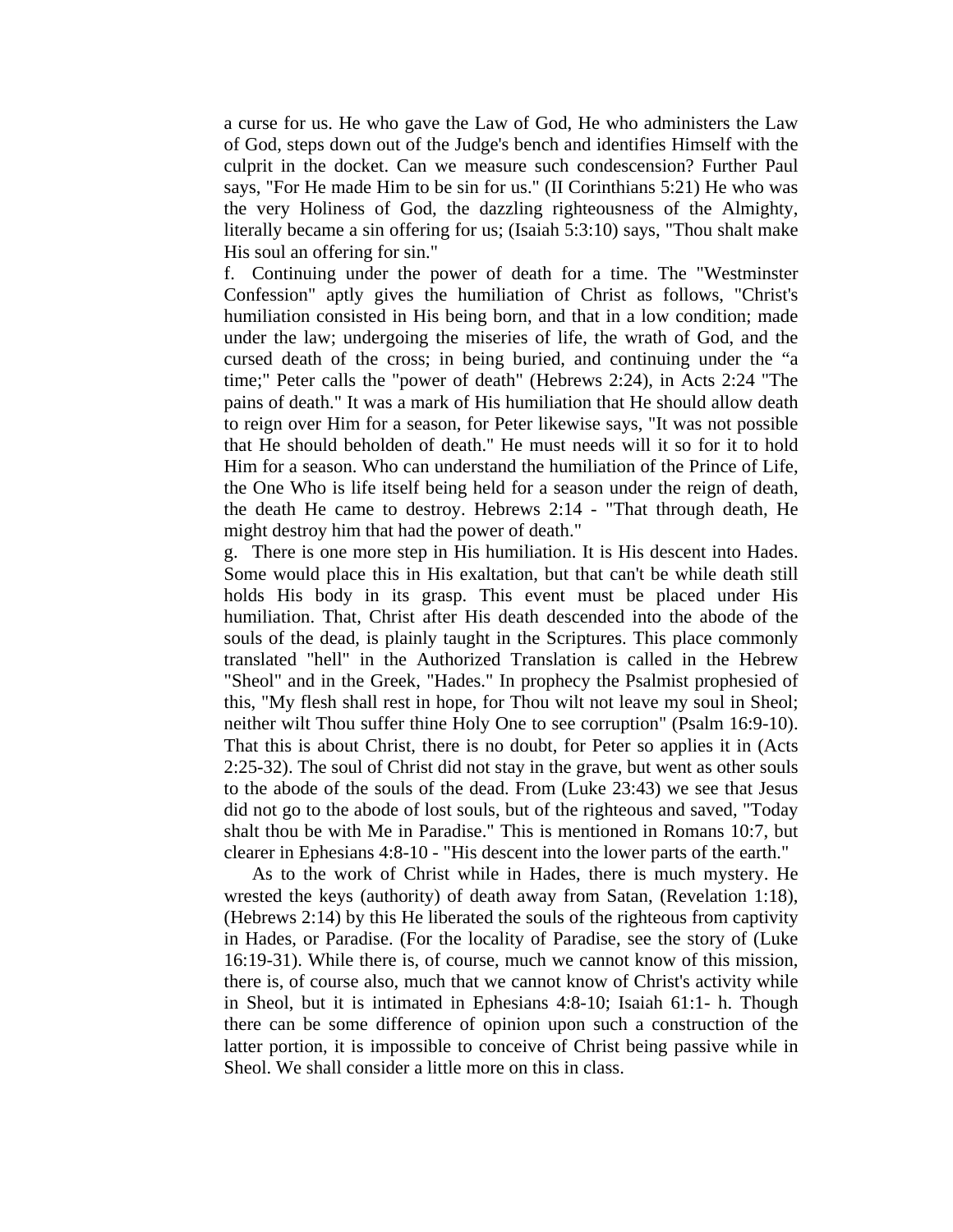a curse for us. He who gave the Law of God, He who administers the Law of God, steps down out of the Judge's bench and identifies Himself with the culprit in the docket. Can we measure such condescension? Further Paul says, "For He made Him to be sin for us." (II Corinthians 5:21) He who was the very Holiness of God, the dazzling righteousness of the Almighty, literally became a sin offering for us; (Isaiah 5:3:10) says, "Thou shalt make His soul an offering for sin."

f. Continuing under the power of death for a time. The "Westminster Confession" aptly gives the humiliation of Christ as follows, "Christ's humiliation consisted in His being born, and that in a low condition; made under the law; undergoing the miseries of life, the wrath of God, and the cursed death of the cross; in being buried, and continuing under the "a time;" Peter calls the "power of death" (Hebrews 2:24), in Acts 2:24 "The pains of death." It was a mark of His humiliation that He should allow death to reign over Him for a season, for Peter likewise says, "It was not possible that He should beholden of death." He must needs will it so for it to hold Him for a season. Who can understand the humiliation of the Prince of Life, the One Who is life itself being held for a season under the reign of death, the death He came to destroy. Hebrews 2:14 - "That through death, He might destroy him that had the power of death."

g. There is one more step in His humiliation. It is His descent into Hades. Some would place this in His exaltation, but that can't be while death still holds His body in its grasp. This event must be placed under His humiliation. That, Christ after His death descended into the abode of the souls of the dead, is plainly taught in the Scriptures. This place commonly translated "hell" in the Authorized Translation is called in the Hebrew "Sheol" and in the Greek, "Hades." In prophecy the Psalmist prophesied of this, "My flesh shall rest in hope, for Thou wilt not leave my soul in Sheol; neither wilt Thou suffer thine Holy One to see corruption" (Psalm 16:9-10). That this is about Christ, there is no doubt, for Peter so applies it in (Acts 2:25-32). The soul of Christ did not stay in the grave, but went as other souls to the abode of the souls of the dead. From (Luke 23:43) we see that Jesus did not go to the abode of lost souls, but of the righteous and saved, "Today shalt thou be with Me in Paradise." This is mentioned in Romans 10:7, but clearer in Ephesians 4:8-10 - "His descent into the lower parts of the earth."

As to the work of Christ while in Hades, there is much mystery. He wrested the keys (authority) of death away from Satan, (Revelation 1:18), (Hebrews 2:14) by this He liberated the souls of the righteous from captivity in Hades, or Paradise. (For the locality of Paradise, see the story of (Luke 16:19-31). While there is, of course, much we cannot know of this mission, there is, of course also, much that we cannot know of Christ's activity while in Sheol, but it is intimated in Ephesians 4:8-10; Isaiah 61:1- h. Though there can be some difference of opinion upon such a construction of the latter portion, it is impossible to conceive of Christ being passive while in Sheol. We shall consider a little more on this in class.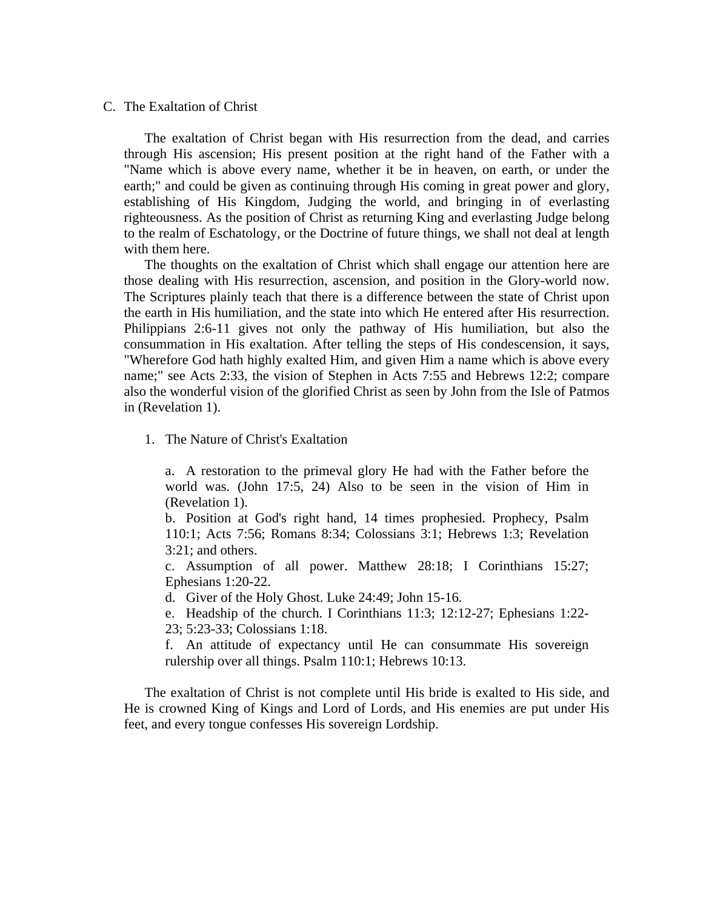## C. The Exaltation of Christ

The exaltation of Christ began with His resurrection from the dead, and carries through His ascension; His present position at the right hand of the Father with a "Name which is above every name, whether it be in heaven, on earth, or under the earth;" and could be given as continuing through His coming in great power and glory, establishing of His Kingdom, Judging the world, and bringing in of everlasting righteousness. As the position of Christ as returning King and everlasting Judge belong to the realm of Eschatology, or the Doctrine of future things, we shall not deal at length with them here.

The thoughts on the exaltation of Christ which shall engage our attention here are those dealing with His resurrection, ascension, and position in the Glory-world now. The Scriptures plainly teach that there is a difference between the state of Christ upon the earth in His humiliation, and the state into which He entered after His resurrection. Philippians 2:6-11 gives not only the pathway of His humiliation, but also the consummation in His exaltation. After telling the steps of His condescension, it says, "Wherefore God hath highly exalted Him, and given Him a name which is above every name;" see Acts 2:33, the vision of Stephen in Acts 7:55 and Hebrews 12:2; compare also the wonderful vision of the glorified Christ as seen by John from the Isle of Patmos in (Revelation 1).

### 1. The Nature of Christ's Exaltation

a. A restoration to the primeval glory He had with the Father before the world was. (John 17:5, 24) Also to be seen in the vision of Him in (Revelation 1).

b. Position at God's right hand, 14 times prophesied. Prophecy, Psalm 110:1; Acts 7:56; Romans 8:34; Colossians 3:1; Hebrews 1:3; Revelation 3:21; and others.

c. Assumption of all power. Matthew 28:18; I Corinthians 15:27; Ephesians 1:20-22.

d. Giver of the Holy Ghost. Luke 24:49; John 15-16.

e. Headship of the church. I Corinthians 11:3; 12:12-27; Ephesians 1:22-23; 5:23-33; Colossians 1:18.

f. An attitude of expectancy until He can consummate His sovereign rulership over all things. Psalm 110:1; Hebrews 10:13.

The exaltation of Christ is not complete until His bride is exalted to His side, and He is crowned King of Kings and Lord of Lords, and His enemies are put under His feet, and every tongue confesses His sovereign Lordship.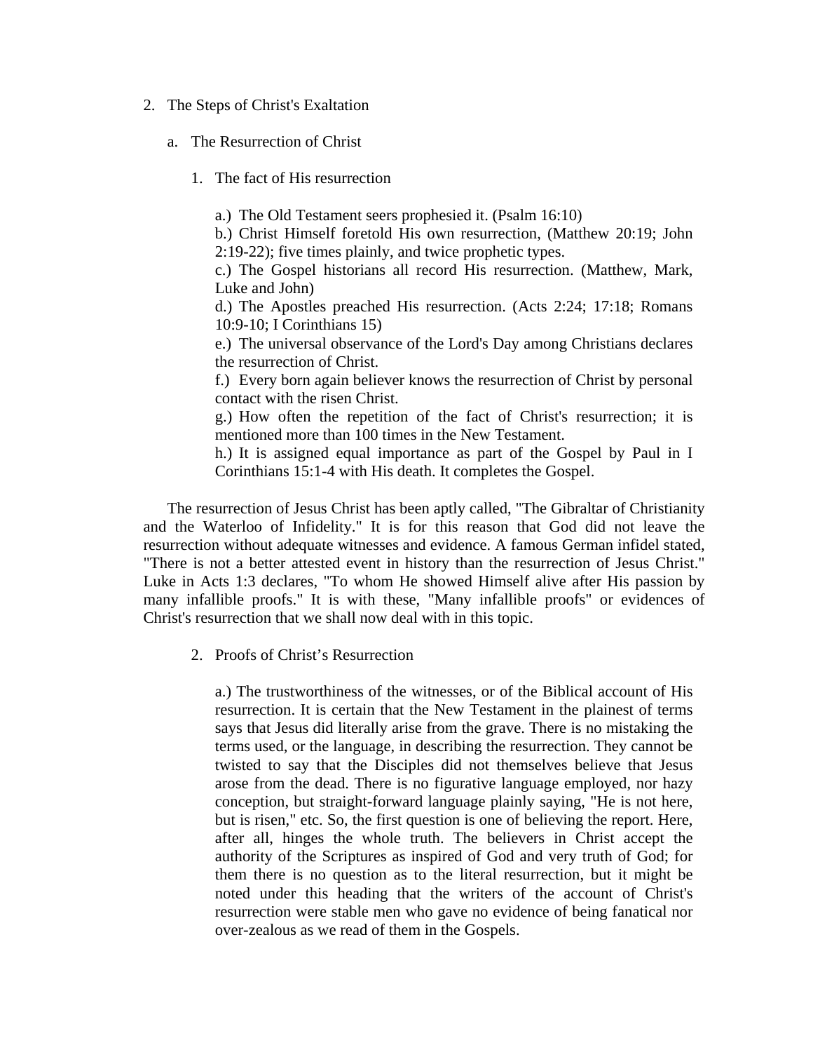2. The Steps of Christ's Exaltation

   a. The Resurrection of Christ

      1. The fact of His resurrection

         a.) The Old Testament seers prophesied it. (Psalm 16:10)
         b.) Christ Himself foretold His own resurrection, (Matthew 20:19; John 2:19-22); five times plainly, and twice prophetic types.
         c.) The Gospel historians all record His resurrection. (Matthew, Mark, Luke and John)
         d.) The Apostles preached His resurrection. (Acts 2:24; 17:18; Romans 10:9-10; I Corinthians 15)
         e.) The universal observance of the Lord's Day among Christians declares the resurrection of Christ.
         f.) Every born again believer knows the resurrection of Christ by personal contact with the risen Christ.
         g.) How often the repetition of the fact of Christ's resurrection; it is mentioned more than 100 times in the New Testament.
         h.) It is assigned equal importance as part of the Gospel by Paul in I Corinthians 15:1-4 with His death. It completes the Gospel.

The resurrection of Jesus Christ has been aptly called, "The Gibraltar of Christianity and the Waterloo of Infidelity." It is for this reason that God did not leave the resurrection without adequate witnesses and evidence. A famous German infidel stated, "There is not a better attested event in history than the resurrection of Jesus Christ." Luke in Acts 1:3 declares, "To whom He showed Himself alive after His passion by many infallible proofs." It is with these, "Many infallible proofs" or evidences of Christ's resurrection that we shall now deal with in this topic.

      2. Proofs of Christ's Resurrection

         a.) The trustworthiness of the witnesses, or of the Biblical account of His resurrection. It is certain that the New Testament in the plainest of terms says that Jesus did literally arise from the grave. There is no mistaking the terms used, or the language, in describing the resurrection. They cannot be twisted to say that the Disciples did not themselves believe that Jesus arose from the dead. There is no figurative language employed, nor hazy conception, but straight-forward language plainly saying, "He is not here, but is risen," etc. So, the first question is one of believing the report. Here, after all, hinges the whole truth. The believers in Christ accept the authority of the Scriptures as inspired of God and very truth of God; for them there is no question as to the literal resurrection, but it might be noted under this heading that the writers of the account of Christ's resurrection were stable men who gave no evidence of being fanatical nor over-zealous as we read of them in the Gospels.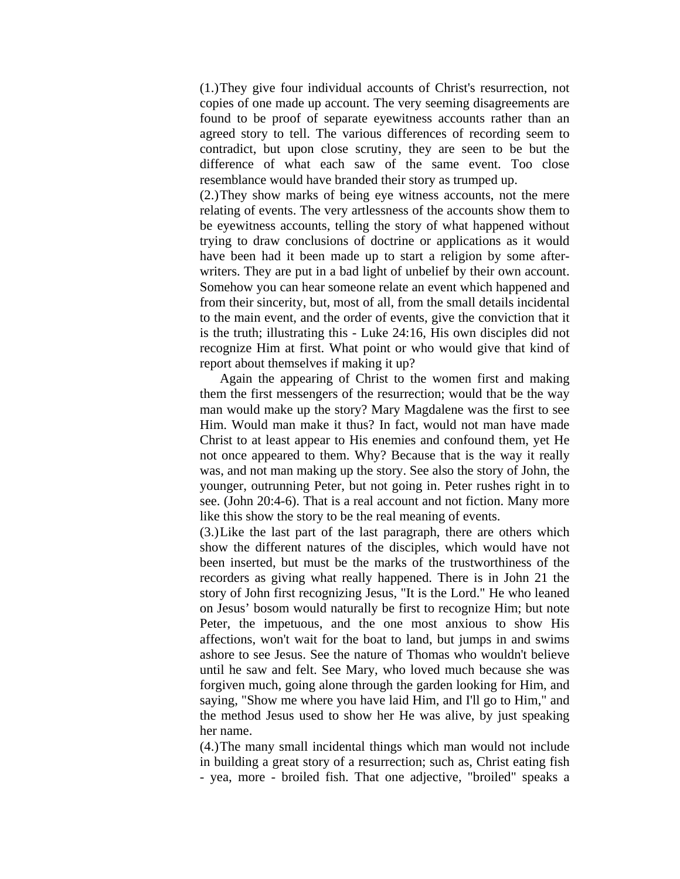(1.) They give four individual accounts of Christ's resurrection, not copies of one made up account. The very seeming disagreements are found to be proof of separate eyewitness accounts rather than an agreed story to tell. The various differences of recording seem to contradict, but upon close scrutiny, they are seen to be but the difference of what each saw of the same event. Too close resemblance would have branded their story as trumped up.

(2.) They show marks of being eye witness accounts, not the mere relating of events. The very artlessness of the accounts show them to be eyewitness accounts, telling the story of what happened without trying to draw conclusions of doctrine or applications as it would have been had it been made up to start a religion by some after-writers. They are put in a bad light of unbelief by their own account. Somehow you can hear someone relate an event which happened and from their sincerity, but, most of all, from the small details incidental to the main event, and the order of events, give the conviction that it is the truth; illustrating this - Luke 24:16, His own disciples did not recognize Him at first. What point or who would give that kind of report about themselves if making it up?

Again the appearing of Christ to the women first and making them the first messengers of the resurrection; would that be the way man would make up the story? Mary Magdalene was the first to see Him. Would man make it thus? In fact, would not man have made Christ to at least appear to His enemies and confound them, yet He not once appeared to them. Why? Because that is the way it really was, and not man making up the story. See also the story of John, the younger, outrunning Peter, but not going in. Peter rushes right in to see. (John 20:4-6). That is a real account and not fiction. Many more like this show the story to be the real meaning of events.

(3.) Like the last part of the last paragraph, there are others which show the different natures of the disciples, which would have not been inserted, but must be the marks of the trustworthiness of the recorders as giving what really happened. There is in John 21 the story of John first recognizing Jesus, "It is the Lord." He who leaned on Jesus' bosom would naturally be first to recognize Him; but note Peter, the impetuous, and the one most anxious to show His affections, won't wait for the boat to land, but jumps in and swims ashore to see Jesus. See the nature of Thomas who wouldn't believe until he saw and felt. See Mary, who loved much because she was forgiven much, going alone through the garden looking for Him, and saying, "Show me where you have laid Him, and I'll go to Him," and the method Jesus used to show her He was alive, by just speaking her name.

(4.) The many small incidental things which man would not include in building a great story of a resurrection; such as, Christ eating fish - yea, more - broiled fish. That one adjective, "broiled" speaks a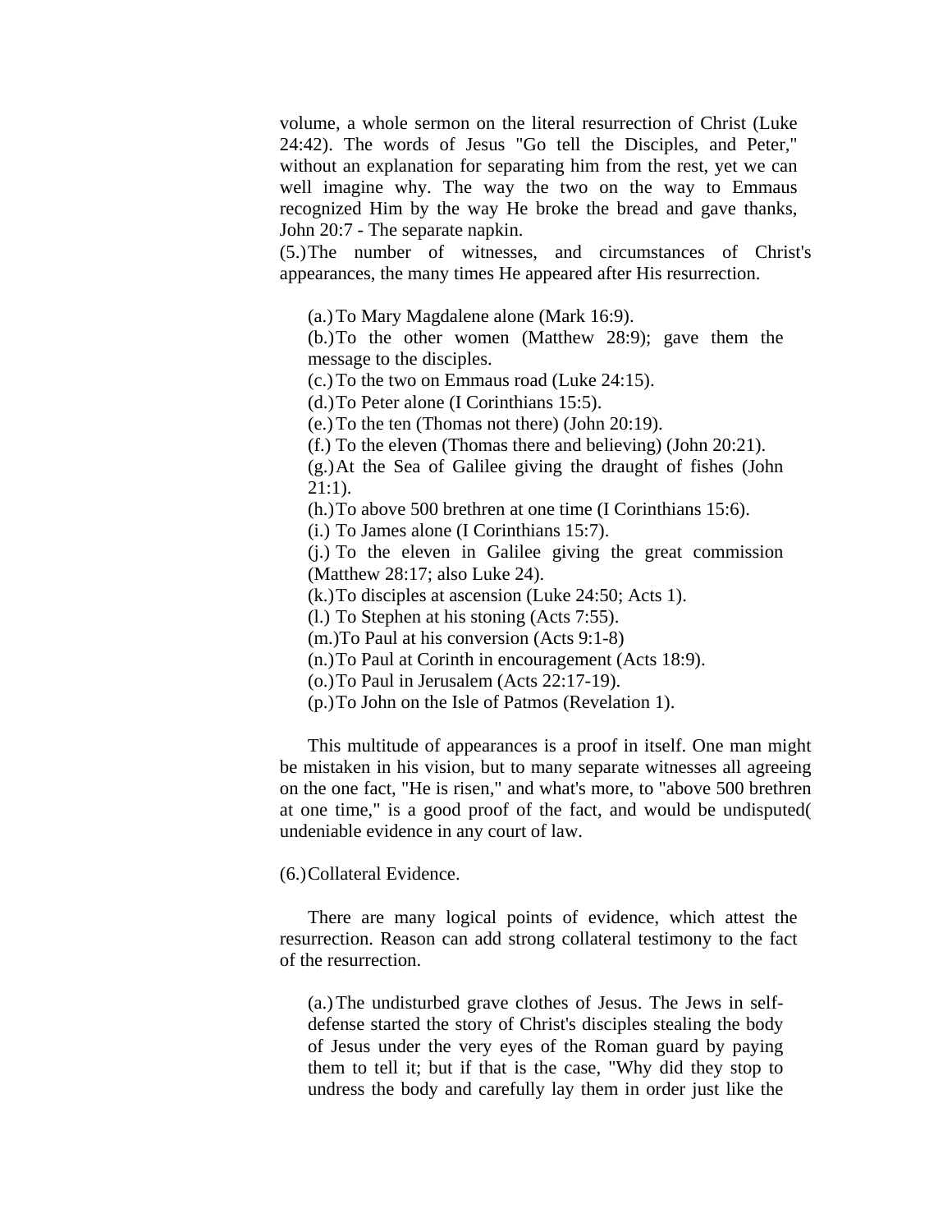volume, a whole sermon on the literal resurrection of Christ (Luke 24:42). The words of Jesus "Go tell the Disciples, and Peter," without an explanation for separating him from the rest, yet we can well imagine why. The way the two on the way to Emmaus recognized Him by the way He broke the bread and gave thanks, John 20:7 - The separate napkin.

(5.) The number of witnesses, and circumstances of Christ's appearances, the many times He appeared after His resurrection.

(a.) To Mary Magdalene alone (Mark 16:9).
(b.) To the other women (Matthew 28:9); gave them the message to the disciples.
(c.) To the two on Emmaus road (Luke 24:15).
(d.) To Peter alone (I Corinthians 15:5).
(e.) To the ten (Thomas not there) (John 20:19).
(f.) To the eleven (Thomas there and believing) (John 20:21).
(g.) At the Sea of Galilee giving the draught of fishes (John 21:1).
(h.) To above 500 brethren at one time (I Corinthians 15:6).
(i.) To James alone (I Corinthians 15:7).
(j.) To the eleven in Galilee giving the great commission (Matthew 28:17; also Luke 24).
(k.) To disciples at ascension (Luke 24:50; Acts 1).
(l.) To Stephen at his stoning (Acts 7:55).
(m.) To Paul at his conversion (Acts 9:1-8)
(n.) To Paul at Corinth in encouragement (Acts 18:9).
(o.) To Paul in Jerusalem (Acts 22:17-19).
(p.) To John on the Isle of Patmos (Revelation 1).

This multitude of appearances is a proof in itself. One man might be mistaken in his vision, but to many separate witnesses all agreeing on the one fact, "He is risen," and what's more, to "above 500 brethren at one time," is a good proof of the fact, and would be undisputed( undeniable evidence in any court of law.

(6.) Collateral Evidence.

There are many logical points of evidence, which attest the resurrection. Reason can add strong collateral testimony to the fact of the resurrection.

(a.) The undisturbed grave clothes of Jesus. The Jews in self-defense started the story of Christ's disciples stealing the body of Jesus under the very eyes of the Roman guard by paying them to tell it; but if that is the case, "Why did they stop to undress the body and carefully lay them in order just like the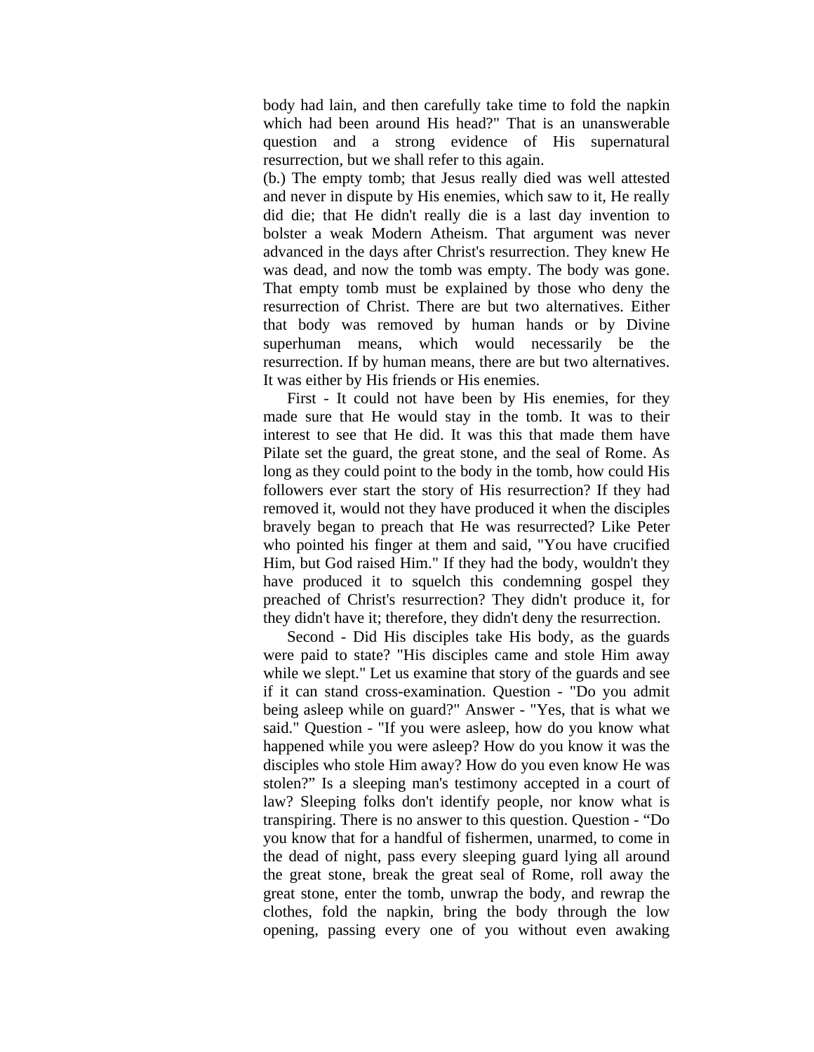body had lain, and then carefully take time to fold the napkin which had been around His head?" That is an unanswerable question and a strong evidence of His supernatural resurrection, but we shall refer to this again.

(b.) The empty tomb; that Jesus really died was well attested and never in dispute by His enemies, which saw to it, He really did die; that He didn't really die is a last day invention to bolster a weak Modern Atheism. That argument was never advanced in the days after Christ's resurrection. They knew He was dead, and now the tomb was empty. The body was gone. That empty tomb must be explained by those who deny the resurrection of Christ. There are but two alternatives. Either that body was removed by human hands or by Divine superhuman means, which would necessarily be the resurrection. If by human means, there are but two alternatives. It was either by His friends or His enemies.

First - It could not have been by His enemies, for they made sure that He would stay in the tomb. It was to their interest to see that He did. It was this that made them have Pilate set the guard, the great stone, and the seal of Rome. As long as they could point to the body in the tomb, how could His followers ever start the story of His resurrection? If they had removed it, would not they have produced it when the disciples bravely began to preach that He was resurrected? Like Peter who pointed his finger at them and said, "You have crucified Him, but God raised Him." If they had the body, wouldn't they have produced it to squelch this condemning gospel they preached of Christ's resurrection? They didn't produce it, for they didn't have it; therefore, they didn't deny the resurrection.

Second - Did His disciples take His body, as the guards were paid to state? "His disciples came and stole Him away while we slept." Let us examine that story of the guards and see if it can stand cross-examination. Question - "Do you admit being asleep while on guard?" Answer - "Yes, that is what we said." Question - "If you were asleep, how do you know what happened while you were asleep? How do you know it was the disciples who stole Him away? How do you even know He was stolen?" Is a sleeping man's testimony accepted in a court of law? Sleeping folks don't identify people, nor know what is transpiring. There is no answer to this question. Question - "Do you know that for a handful of fishermen, unarmed, to come in the dead of night, pass every sleeping guard lying all around the great stone, break the great seal of Rome, roll away the great stone, enter the tomb, unwrap the body, and rewrap the clothes, fold the napkin, bring the body through the low opening, passing every one of you without even awaking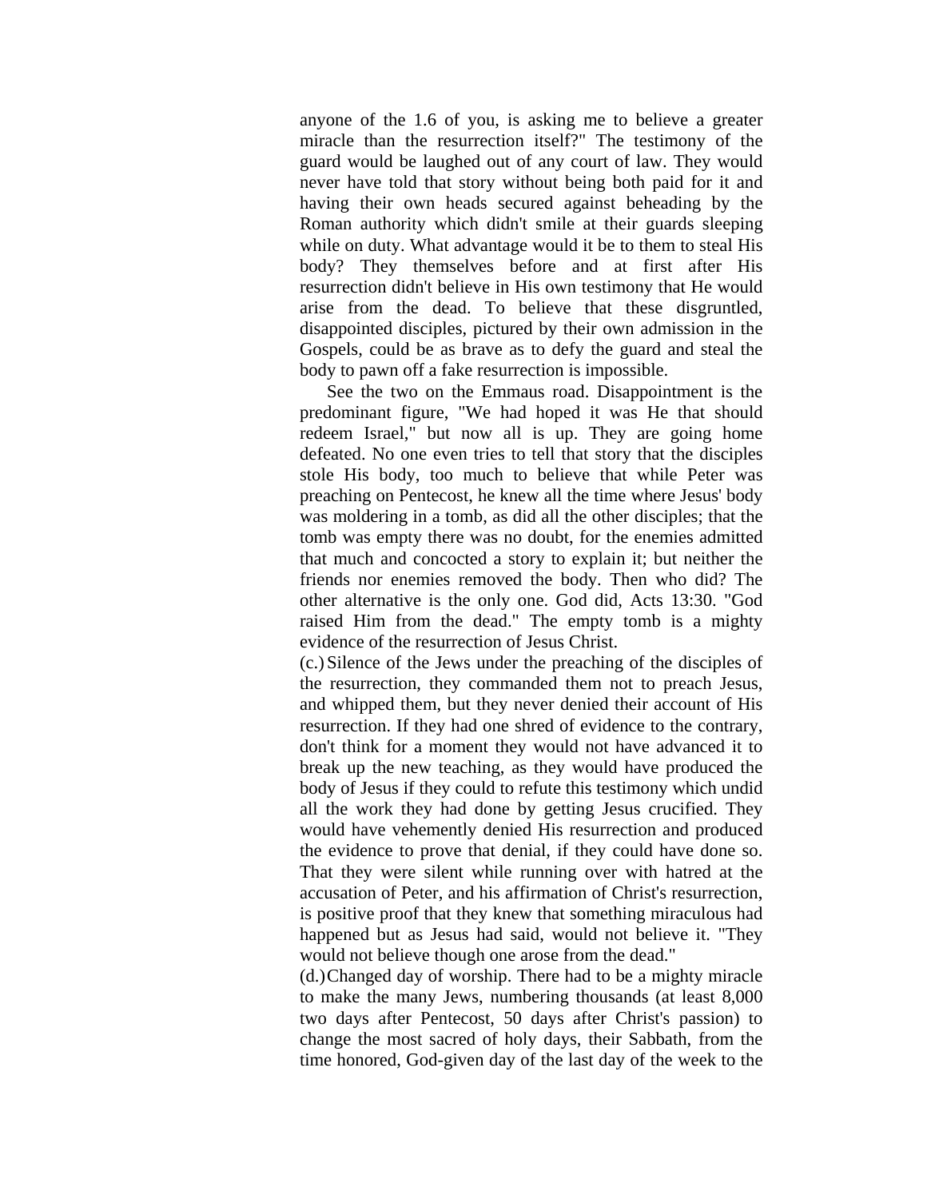anyone of the 1.6 of you, is asking me to believe a greater miracle than the resurrection itself?" The testimony of the guard would be laughed out of any court of law. They would never have told that story without being both paid for it and having their own heads secured against beheading by the Roman authority which didn't smile at their guards sleeping while on duty. What advantage would it be to them to steal His body? They themselves before and at first after His resurrection didn't believe in His own testimony that He would arise from the dead. To believe that these disgruntled, disappointed disciples, pictured by their own admission in the Gospels, could be as brave as to defy the guard and steal the body to pawn off a fake resurrection is impossible.

See the two on the Emmaus road. Disappointment is the predominant figure, "We had hoped it was He that should redeem Israel," but now all is up. They are going home defeated. No one even tries to tell that story that the disciples stole His body, too much to believe that while Peter was preaching on Pentecost, he knew all the time where Jesus' body was moldering in a tomb, as did all the other disciples; that the tomb was empty there was no doubt, for the enemies admitted that much and concocted a story to explain it; but neither the friends nor enemies removed the body. Then who did? The other alternative is the only one. God did, Acts 13:30. "God raised Him from the dead." The empty tomb is a mighty evidence of the resurrection of Jesus Christ.

(c.) Silence of the Jews under the preaching of the disciples of the resurrection, they commanded them not to preach Jesus, and whipped them, but they never denied their account of His resurrection. If they had one shred of evidence to the contrary, don't think for a moment they would not have advanced it to break up the new teaching, as they would have produced the body of Jesus if they could to refute this testimony which undid all the work they had done by getting Jesus crucified. They would have vehemently denied His resurrection and produced the evidence to prove that denial, if they could have done so. That they were silent while running over with hatred at the accusation of Peter, and his affirmation of Christ's resurrection, is positive proof that they knew that something miraculous had happened but as Jesus had said, would not believe it. "They would not believe though one arose from the dead."

(d.) Changed day of worship. There had to be a mighty miracle to make the many Jews, numbering thousands (at least 8,000 two days after Pentecost, 50 days after Christ's passion) to change the most sacred of holy days, their Sabbath, from the time honored, God-given day of the last day of the week to the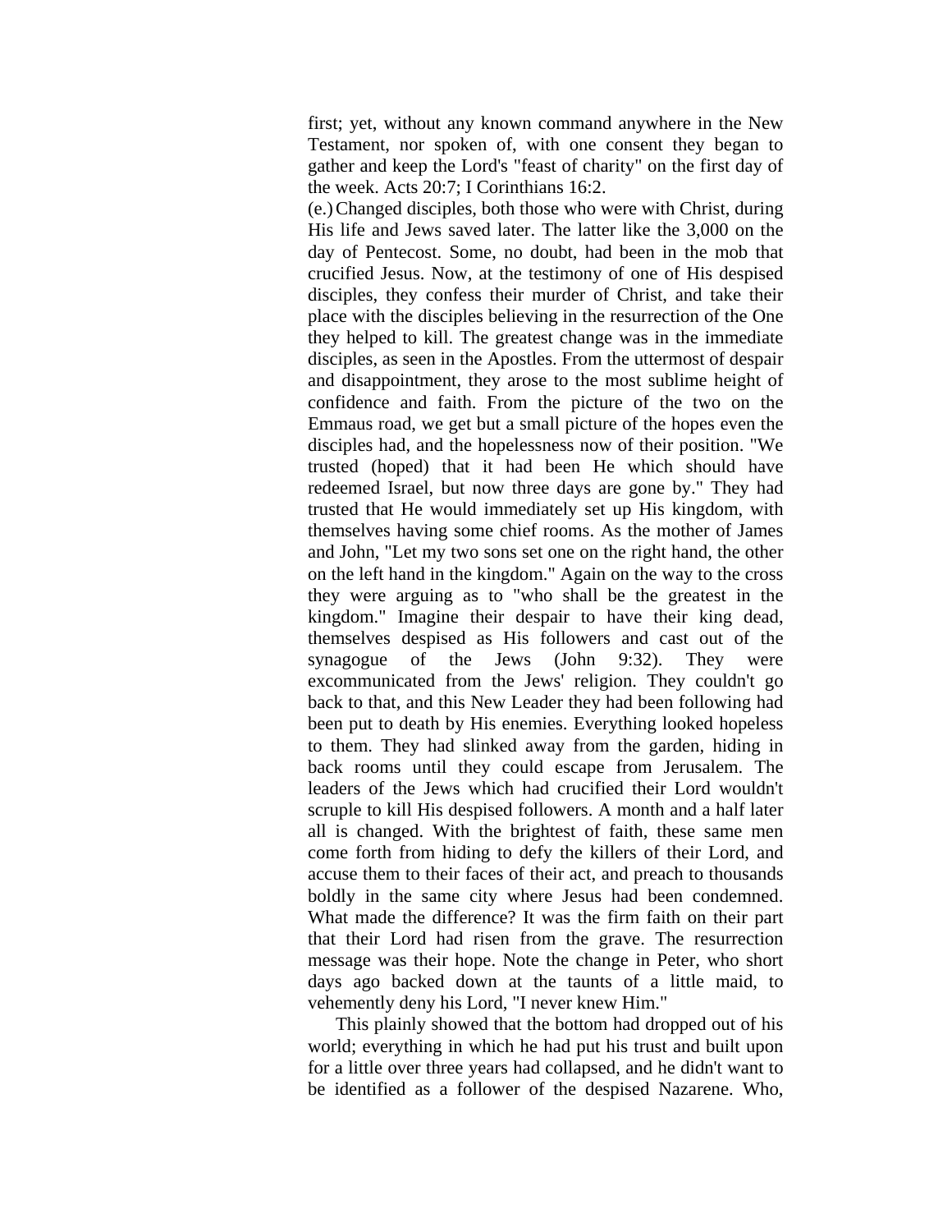first; yet, without any known command anywhere in the New Testament, nor spoken of, with one consent they began to gather and keep the Lord's "feast of charity" on the first day of the week. Acts 20:7; I Corinthians 16:2.

(e.) Changed disciples, both those who were with Christ, during His life and Jews saved later. The latter like the 3,000 on the day of Pentecost. Some, no doubt, had been in the mob that crucified Jesus. Now, at the testimony of one of His despised disciples, they confess their murder of Christ, and take their place with the disciples believing in the resurrection of the One they helped to kill. The greatest change was in the immediate disciples, as seen in the Apostles. From the uttermost of despair and disappointment, they arose to the most sublime height of confidence and faith. From the picture of the two on the Emmaus road, we get but a small picture of the hopes even the disciples had, and the hopelessness now of their position. "We trusted (hoped) that it had been He which should have redeemed Israel, but now three days are gone by." They had trusted that He would immediately set up His kingdom, with themselves having some chief rooms. As the mother of James and John, "Let my two sons set one on the right hand, the other on the left hand in the kingdom." Again on the way to the cross they were arguing as to "who shall be the greatest in the kingdom." Imagine their despair to have their king dead, themselves despised as His followers and cast out of the synagogue of the Jews (John 9:32). They were excommunicated from the Jews' religion. They couldn't go back to that, and this New Leader they had been following had been put to death by His enemies. Everything looked hopeless to them. They had slinked away from the garden, hiding in back rooms until they could escape from Jerusalem. The leaders of the Jews which had crucified their Lord wouldn't scruple to kill His despised followers. A month and a half later all is changed. With the brightest of faith, these same men come forth from hiding to defy the killers of their Lord, and accuse them to their faces of their act, and preach to thousands boldly in the same city where Jesus had been condemned. What made the difference? It was the firm faith on their part that their Lord had risen from the grave. The resurrection message was their hope. Note the change in Peter, who short days ago backed down at the taunts of a little maid, to vehemently deny his Lord, "I never knew Him."

This plainly showed that the bottom had dropped out of his world; everything in which he had put his trust and built upon for a little over three years had collapsed, and he didn't want to be identified as a follower of the despised Nazarene. Who,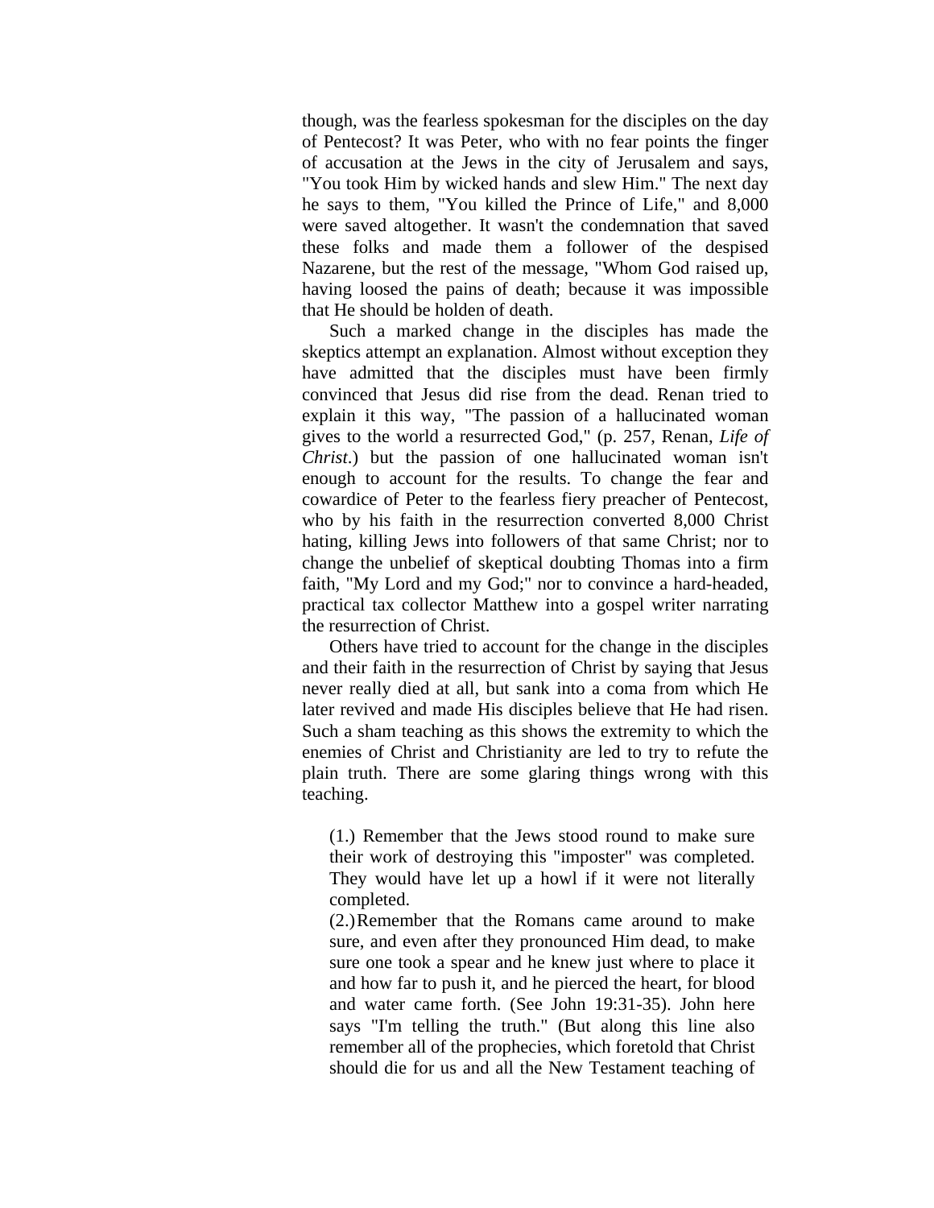though, was the fearless spokesman for the disciples on the day of Pentecost? It was Peter, who with no fear points the finger of accusation at the Jews in the city of Jerusalem and says, "You took Him by wicked hands and slew Him." The next day he says to them, "You killed the Prince of Life," and 8,000 were saved altogether. It wasn't the condemnation that saved these folks and made them a follower of the despised Nazarene, but the rest of the message, "Whom God raised up, having loosed the pains of death; because it was impossible that He should be holden of death.

Such a marked change in the disciples has made the skeptics attempt an explanation. Almost without exception they have admitted that the disciples must have been firmly convinced that Jesus did rise from the dead. Renan tried to explain it this way, "The passion of a hallucinated woman gives to the world a resurrected God," (p. 257, Renan, *Life of Christ*.) but the passion of one hallucinated woman isn't enough to account for the results. To change the fear and cowardice of Peter to the fearless fiery preacher of Pentecost, who by his faith in the resurrection converted 8,000 Christ hating, killing Jews into followers of that same Christ; nor to change the unbelief of skeptical doubting Thomas into a firm faith, "My Lord and my God;" nor to convince a hard-headed, practical tax collector Matthew into a gospel writer narrating the resurrection of Christ.

Others have tried to account for the change in the disciples and their faith in the resurrection of Christ by saying that Jesus never really died at all, but sank into a coma from which He later revived and made His disciples believe that He had risen. Such a sham teaching as this shows the extremity to which the enemies of Christ and Christianity are led to try to refute the plain truth. There are some glaring things wrong with this teaching.

> (1.) Remember that the Jews stood round to make sure their work of destroying this "imposter" was completed. They would have let up a howl if it were not literally completed.
>
> (2.) Remember that the Romans came around to make sure, and even after they pronounced Him dead, to make sure one took a spear and he knew just where to place it and how far to push it, and he pierced the heart, for blood and water came forth. (See John 19:31-35). John here says "I'm telling the truth." (But along this line also remember all of the prophecies, which foretold that Christ should die for us and all the New Testament teaching of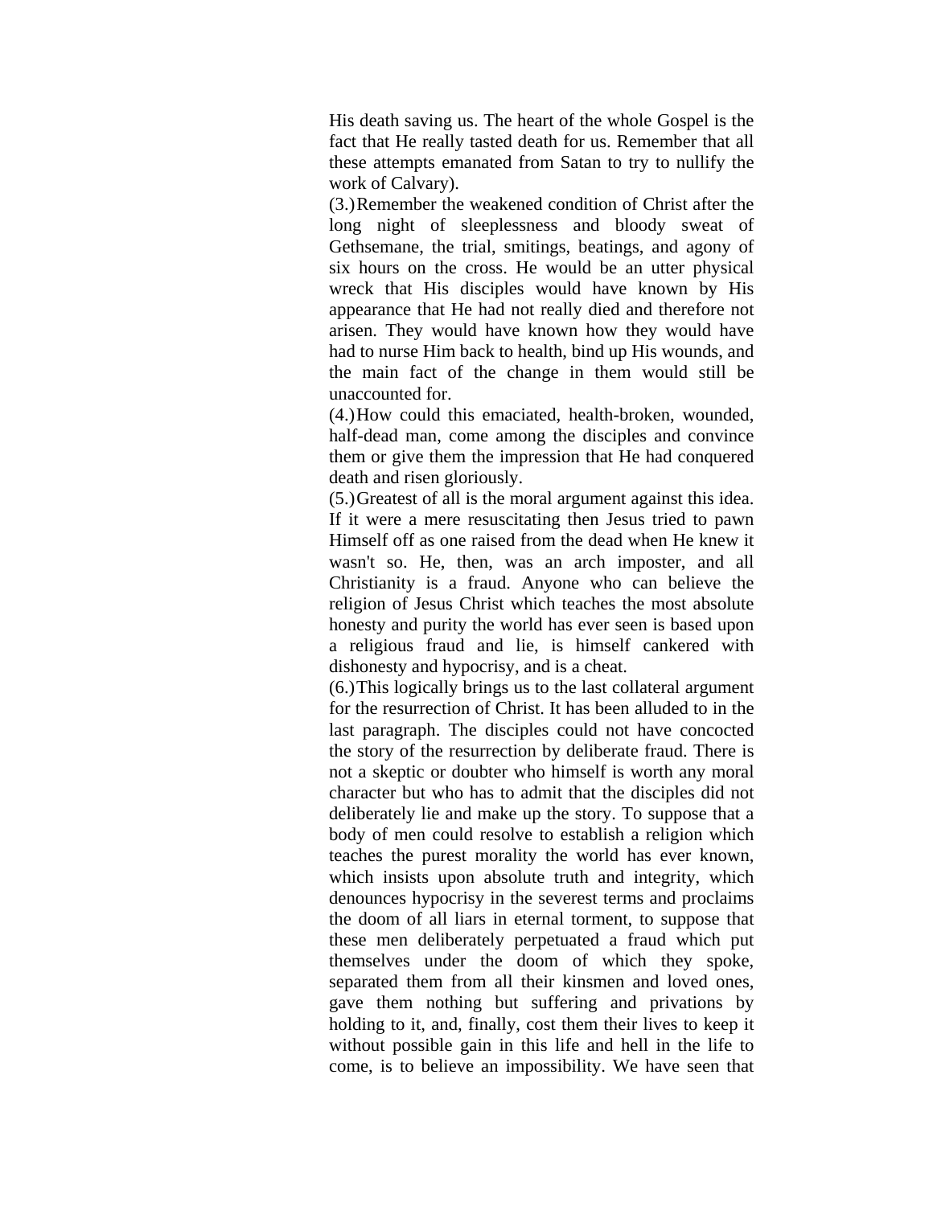His death saving us. The heart of the whole Gospel is the fact that He really tasted death for us. Remember that all these attempts emanated from Satan to try to nullify the work of Calvary).

(3.) Remember the weakened condition of Christ after the long night of sleeplessness and bloody sweat of Gethsemane, the trial, smitings, beatings, and agony of six hours on the cross. He would be an utter physical wreck that His disciples would have known by His appearance that He had not really died and therefore not arisen. They would have known how they would have had to nurse Him back to health, bind up His wounds, and the main fact of the change in them would still be unaccounted for.

(4.) How could this emaciated, health-broken, wounded, half-dead man, come among the disciples and convince them or give them the impression that He had conquered death and risen gloriously.

(5.) Greatest of all is the moral argument against this idea. If it were a mere resuscitating then Jesus tried to pawn Himself off as one raised from the dead when He knew it wasn't so. He, then, was an arch imposter, and all Christianity is a fraud. Anyone who can believe the religion of Jesus Christ which teaches the most absolute honesty and purity the world has ever seen is based upon a religious fraud and lie, is himself cankered with dishonesty and hypocrisy, and is a cheat.

(6.) This logically brings us to the last collateral argument for the resurrection of Christ. It has been alluded to in the last paragraph. The disciples could not have concocted the story of the resurrection by deliberate fraud. There is not a skeptic or doubter who himself is worth any moral character but who has to admit that the disciples did not deliberately lie and make up the story. To suppose that a body of men could resolve to establish a religion which teaches the purest morality the world has ever known, which insists upon absolute truth and integrity, which denounces hypocrisy in the severest terms and proclaims the doom of all liars in eternal torment, to suppose that these men deliberately perpetuated a fraud which put themselves under the doom of which they spoke, separated them from all their kinsmen and loved ones, gave them nothing but suffering and privations by holding to it, and, finally, cost them their lives to keep it without possible gain in this life and hell in the life to come, is to believe an impossibility. We have seen that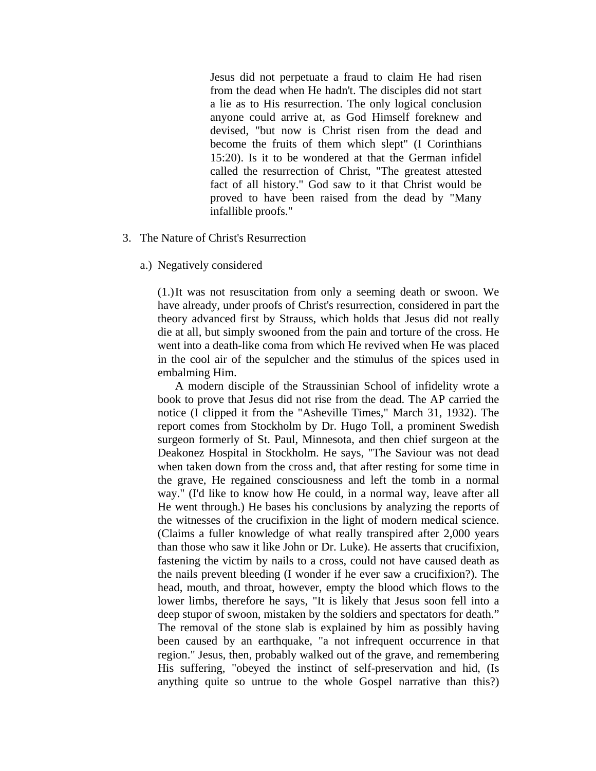> Jesus did not perpetuate a fraud to claim He had risen from the dead when He hadn't. The disciples did not start a lie as to His resurrection. The only logical conclusion anyone could arrive at, as God Himself foreknew and devised, "but now is Christ risen from the dead and become the fruits of them which slept" (I Corinthians 15:20). Is it to be wondered at that the German infidel called the resurrection of Christ, "The greatest attested fact of all history." God saw to it that Christ would be proved to have been raised from the dead by "Many infallible proofs."

3. The Nature of Christ's Resurrection

   a.) Negatively considered

   (1.) It was not resuscitation from only a seeming death or swoon. We have already, under proofs of Christ's resurrection, considered in part the theory advanced first by Strauss, which holds that Jesus did not really die at all, but simply swooned from the pain and torture of the cross. He went into a death-like coma from which He revived when He was placed in the cool air of the sepulcher and the stimulus of the spices used in embalming Him.

   A modern disciple of the Straussinian School of infidelity wrote a book to prove that Jesus did not rise from the dead. The AP carried the notice (I clipped it from the "Asheville Times," March 31, 1932). The report comes from Stockholm by Dr. Hugo Toll, a prominent Swedish surgeon formerly of St. Paul, Minnesota, and then chief surgeon at the Deakonez Hospital in Stockholm. He says, "The Saviour was not dead when taken down from the cross and, that after resting for some time in the grave, He regained consciousness and left the tomb in a normal way." (I'd like to know how He could, in a normal way, leave after all He went through.) He bases his conclusions by analyzing the reports of the witnesses of the crucifixion in the light of modern medical science. (Claims a fuller knowledge of what really transpired after 2,000 years than those who saw it like John or Dr. Luke). He asserts that crucifixion, fastening the victim by nails to a cross, could not have caused death as the nails prevent bleeding (I wonder if he ever saw a crucifixion?). The head, mouth, and throat, however, empty the blood which flows to the lower limbs, therefore he says, "It is likely that Jesus soon fell into a deep stupor of swoon, mistaken by the soldiers and spectators for death." The removal of the stone slab is explained by him as possibly having been caused by an earthquake, "a not infrequent occurrence in that region." Jesus, then, probably walked out of the grave, and remembering His suffering, "obeyed the instinct of self-preservation and hid, (Is anything quite so untrue to the whole Gospel narrative than this?)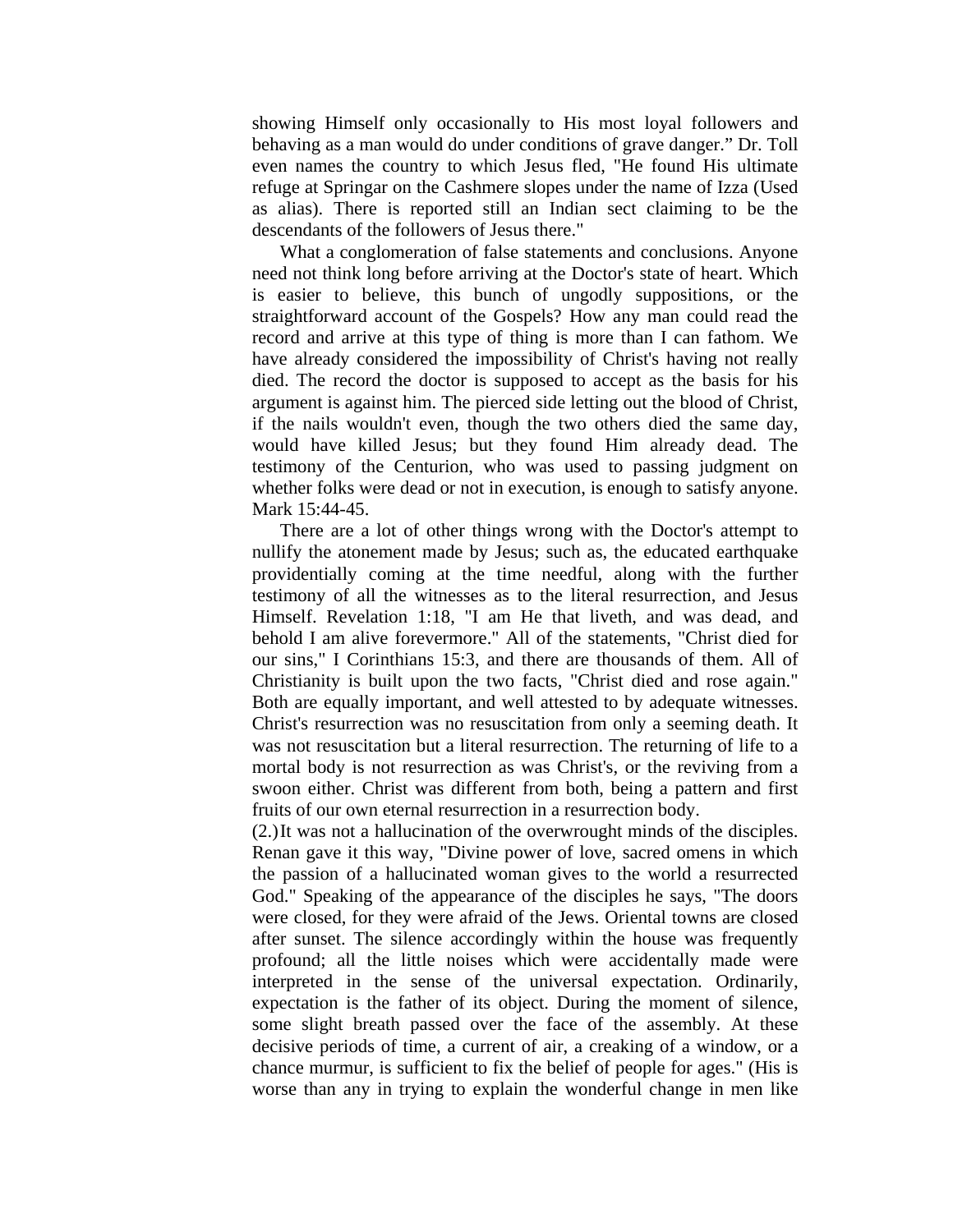showing Himself only occasionally to His most loyal followers and behaving as a man would do under conditions of grave danger." Dr. Toll even names the country to which Jesus fled, "He found His ultimate refuge at Springar on the Cashmere slopes under the name of Izza (Used as alias). There is reported still an Indian sect claiming to be the descendants of the followers of Jesus there."

What a conglomeration of false statements and conclusions. Anyone need not think long before arriving at the Doctor's state of heart. Which is easier to believe, this bunch of ungodly suppositions, or the straightforward account of the Gospels? How any man could read the record and arrive at this type of thing is more than I can fathom. We have already considered the impossibility of Christ's having not really died. The record the doctor is supposed to accept as the basis for his argument is against him. The pierced side letting out the blood of Christ, if the nails wouldn't even, though the two others died the same day, would have killed Jesus; but they found Him already dead. The testimony of the Centurion, who was used to passing judgment on whether folks were dead or not in execution, is enough to satisfy anyone. Mark 15:44-45.

There are a lot of other things wrong with the Doctor's attempt to nullify the atonement made by Jesus; such as, the educated earthquake providentially coming at the time needful, along with the further testimony of all the witnesses as to the literal resurrection, and Jesus Himself. Revelation 1:18, "I am He that liveth, and was dead, and behold I am alive forevermore." All of the statements, "Christ died for our sins," I Corinthians 15:3, and there are thousands of them. All of Christianity is built upon the two facts, "Christ died and rose again." Both are equally important, and well attested to by adequate witnesses. Christ's resurrection was no resuscitation from only a seeming death. It was not resuscitation but a literal resurrection. The returning of life to a mortal body is not resurrection as was Christ's, or the reviving from a swoon either. Christ was different from both, being a pattern and first fruits of our own eternal resurrection in a resurrection body.

(2.) It was not a hallucination of the overwrought minds of the disciples. Renan gave it this way, "Divine power of love, sacred omens in which the passion of a hallucinated woman gives to the world a resurrected God." Speaking of the appearance of the disciples he says, "The doors were closed, for they were afraid of the Jews. Oriental towns are closed after sunset. The silence accordingly within the house was frequently profound; all the little noises which were accidentally made were interpreted in the sense of the universal expectation. Ordinarily, expectation is the father of its object. During the moment of silence, some slight breath passed over the face of the assembly. At these decisive periods of time, a current of air, a creaking of a window, or a chance murmur, is sufficient to fix the belief of people for ages." (His is worse than any in trying to explain the wonderful change in men like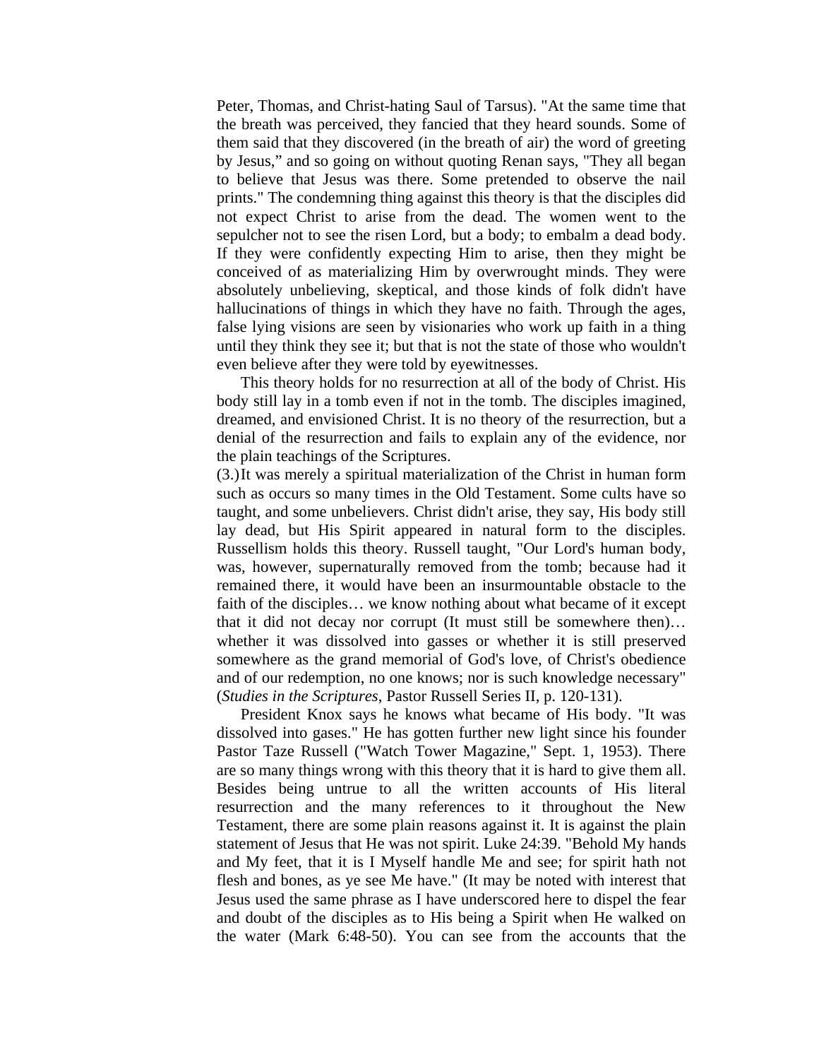Peter, Thomas, and Christ-hating Saul of Tarsus). "At the same time that the breath was perceived, they fancied that they heard sounds. Some of them said that they discovered (in the breath of air) the word of greeting by Jesus," and so going on without quoting Renan says, "They all began to believe that Jesus was there. Some pretended to observe the nail prints." The condemning thing against this theory is that the disciples did not expect Christ to arise from the dead. The women went to the sepulcher not to see the risen Lord, but a body; to embalm a dead body. If they were confidently expecting Him to arise, then they might be conceived of as materializing Him by overwrought minds. They were absolutely unbelieving, skeptical, and those kinds of folk didn't have hallucinations of things in which they have no faith. Through the ages, false lying visions are seen by visionaries who work up faith in a thing until they think they see it; but that is not the state of those who wouldn't even believe after they were told by eyewitnesses.

This theory holds for no resurrection at all of the body of Christ. His body still lay in a tomb even if not in the tomb. The disciples imagined, dreamed, and envisioned Christ. It is no theory of the resurrection, but a denial of the resurrection and fails to explain any of the evidence, nor the plain teachings of the Scriptures.

(3.) It was merely a spiritual materialization of the Christ in human form such as occurs so many times in the Old Testament. Some cults have so taught, and some unbelievers. Christ didn't arise, they say, His body still lay dead, but His Spirit appeared in natural form to the disciples. Russellism holds this theory. Russell taught, "Our Lord's human body, was, however, supernaturally removed from the tomb; because had it remained there, it would have been an insurmountable obstacle to the faith of the disciples… we know nothing about what became of it except that it did not decay nor corrupt (It must still be somewhere then)… whether it was dissolved into gasses or whether it is still preserved somewhere as the grand memorial of God's love, of Christ's obedience and of our redemption, no one knows; nor is such knowledge necessary" (*Studies in the Scriptures*, Pastor Russell Series II, p. 120-131).

President Knox says he knows what became of His body. "It was dissolved into gases." He has gotten further new light since his founder Pastor Taze Russell ("Watch Tower Magazine," Sept. 1, 1953). There are so many things wrong with this theory that it is hard to give them all. Besides being untrue to all the written accounts of His literal resurrection and the many references to it throughout the New Testament, there are some plain reasons against it. It is against the plain statement of Jesus that He was not spirit. Luke 24:39. "Behold My hands and My feet, that it is I Myself handle Me and see; for spirit hath not flesh and bones, as ye see Me have." (It may be noted with interest that Jesus used the same phrase as I have underscored here to dispel the fear and doubt of the disciples as to His being a Spirit when He walked on the water (Mark 6:48-50). You can see from the accounts that the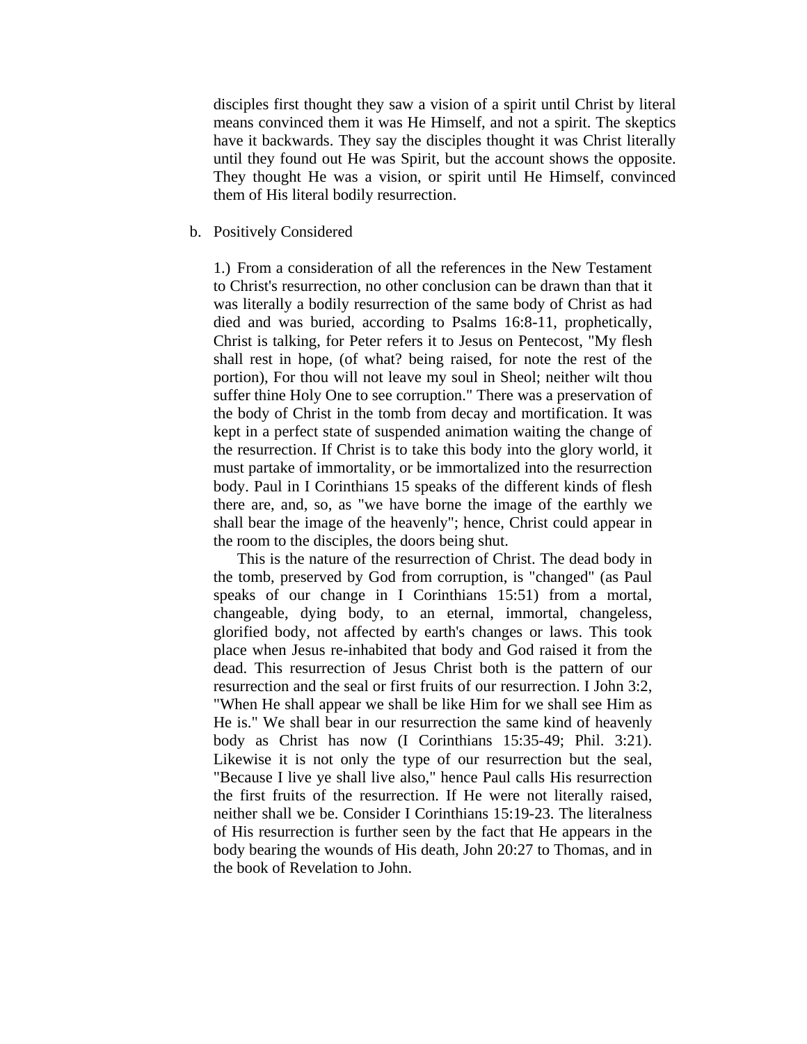disciples first thought they saw a vision of a spirit until Christ by literal means convinced them it was He Himself, and not a spirit. The skeptics have it backwards. They say the disciples thought it was Christ literally until they found out He was Spirit, but the account shows the opposite. They thought He was a vision, or spirit until He Himself, convinced them of His literal bodily resurrection.

b. Positively Considered

1.) From a consideration of all the references in the New Testament to Christ's resurrection, no other conclusion can be drawn than that it was literally a bodily resurrection of the same body of Christ as had died and was buried, according to Psalms 16:8-11, prophetically, Christ is talking, for Peter refers it to Jesus on Pentecost, "My flesh shall rest in hope, (of what? being raised, for note the rest of the portion), For thou will not leave my soul in Sheol; neither wilt thou suffer thine Holy One to see corruption." There was a preservation of the body of Christ in the tomb from decay and mortification. It was kept in a perfect state of suspended animation waiting the change of the resurrection. If Christ is to take this body into the glory world, it must partake of immortality, or be immortalized into the resurrection body. Paul in I Corinthians 15 speaks of the different kinds of flesh there are, and, so, as "we have borne the image of the earthly we shall bear the image of the heavenly"; hence, Christ could appear in the room to the disciples, the doors being shut.

This is the nature of the resurrection of Christ. The dead body in the tomb, preserved by God from corruption, is "changed" (as Paul speaks of our change in I Corinthians 15:51) from a mortal, changeable, dying body, to an eternal, immortal, changeless, glorified body, not affected by earth's changes or laws. This took place when Jesus re-inhabited that body and God raised it from the dead. This resurrection of Jesus Christ both is the pattern of our resurrection and the seal or first fruits of our resurrection. I John 3:2, "When He shall appear we shall be like Him for we shall see Him as He is." We shall bear in our resurrection the same kind of heavenly body as Christ has now (I Corinthians 15:35-49; Phil. 3:21). Likewise it is not only the type of our resurrection but the seal, "Because I live ye shall live also," hence Paul calls His resurrection the first fruits of the resurrection. If He were not literally raised, neither shall we be. Consider I Corinthians 15:19-23. The literalness of His resurrection is further seen by the fact that He appears in the body bearing the wounds of His death, John 20:27 to Thomas, and in the book of Revelation to John.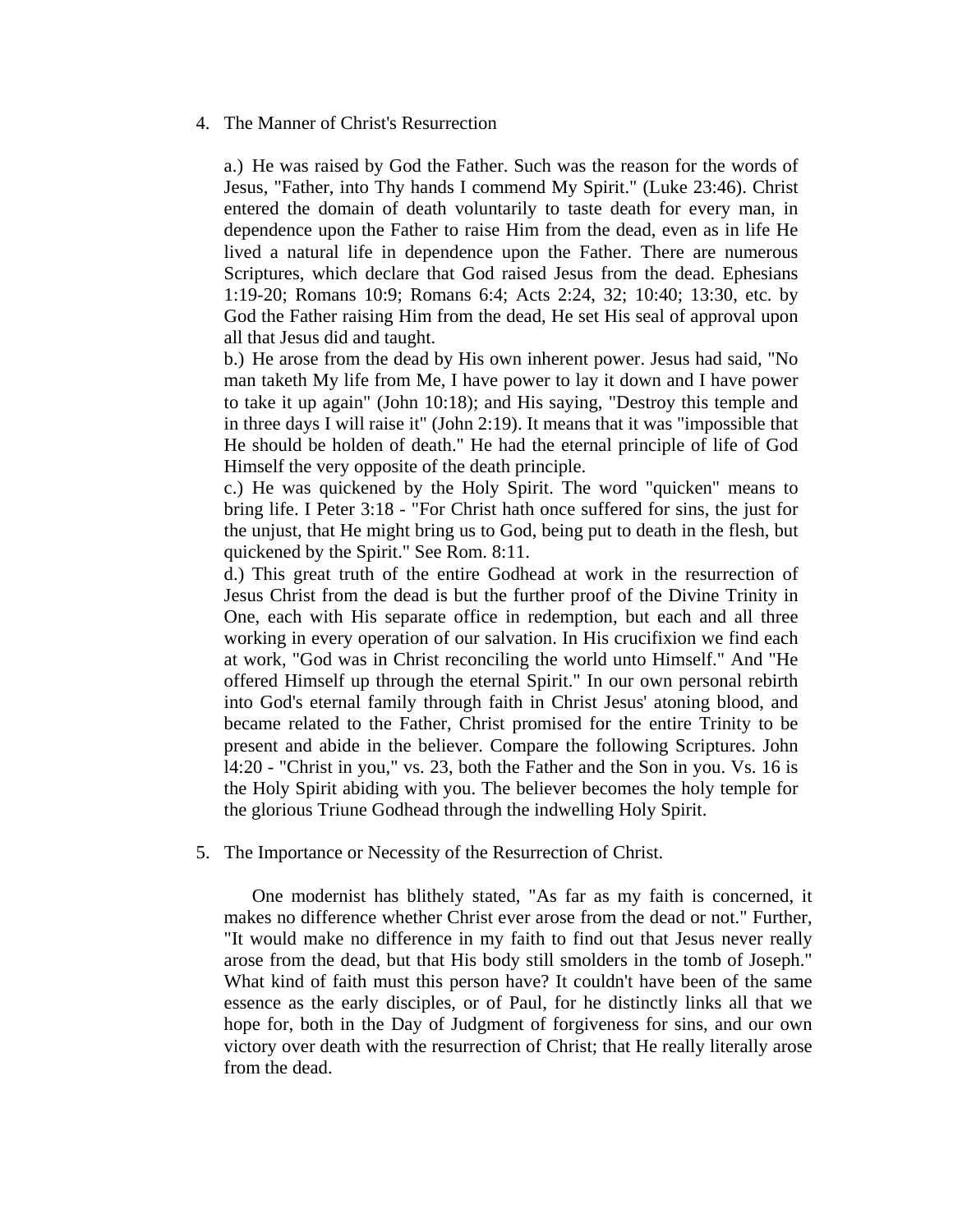4. The Manner of Christ's Resurrection

 a.) He was raised by God the Father. Such was the reason for the words of Jesus, "Father, into Thy hands I commend My Spirit." (Luke 23:46). Christ entered the domain of death voluntarily to taste death for every man, in dependence upon the Father to raise Him from the dead, even as in life He lived a natural life in dependence upon the Father. There are numerous Scriptures, which declare that God raised Jesus from the dead. Ephesians 1:19-20; Romans 10:9; Romans 6:4; Acts 2:24, 32; 10:40; 13:30, etc. by God the Father raising Him from the dead, He set His seal of approval upon all that Jesus did and taught.

 b.) He arose from the dead by His own inherent power. Jesus had said, "No man taketh My life from Me, I have power to lay it down and I have power to take it up again" (John 10:18); and His saying, "Destroy this temple and in three days I will raise it" (John 2:19). It means that it was "impossible that He should be holden of death." He had the eternal principle of life of God Himself the very opposite of the death principle.

 c.) He was quickened by the Holy Spirit. The word "quicken" means to bring life. I Peter 3:18 - "For Christ hath once suffered for sins, the just for the unjust, that He might bring us to God, being put to death in the flesh, but quickened by the Spirit." See Rom. 8:11.

 d.) This great truth of the entire Godhead at work in the resurrection of Jesus Christ from the dead is but the further proof of the Divine Trinity in One, each with His separate office in redemption, but each and all three working in every operation of our salvation. In His crucifixion we find each at work, "God was in Christ reconciling the world unto Himself." And "He offered Himself up through the eternal Spirit." In our own personal rebirth into God's eternal family through faith in Christ Jesus' atoning blood, and became related to the Father, Christ promised for the entire Trinity to be present and abide in the believer. Compare the following Scriptures. John l4:20 - "Christ in you," vs. 23, both the Father and the Son in you. Vs. 16 is the Holy Spirit abiding with you. The believer becomes the holy temple for the glorious Triune Godhead through the indwelling Holy Spirit.

5. The Importance or Necessity of the Resurrection of Christ.

 One modernist has blithely stated, "As far as my faith is concerned, it makes no difference whether Christ ever arose from the dead or not." Further, "It would make no difference in my faith to find out that Jesus never really arose from the dead, but that His body still smolders in the tomb of Joseph." What kind of faith must this person have? It couldn't have been of the same essence as the early disciples, or of Paul, for he distinctly links all that we hope for, both in the Day of Judgment of forgiveness for sins, and our own victory over death with the resurrection of Christ; that He really literally arose from the dead.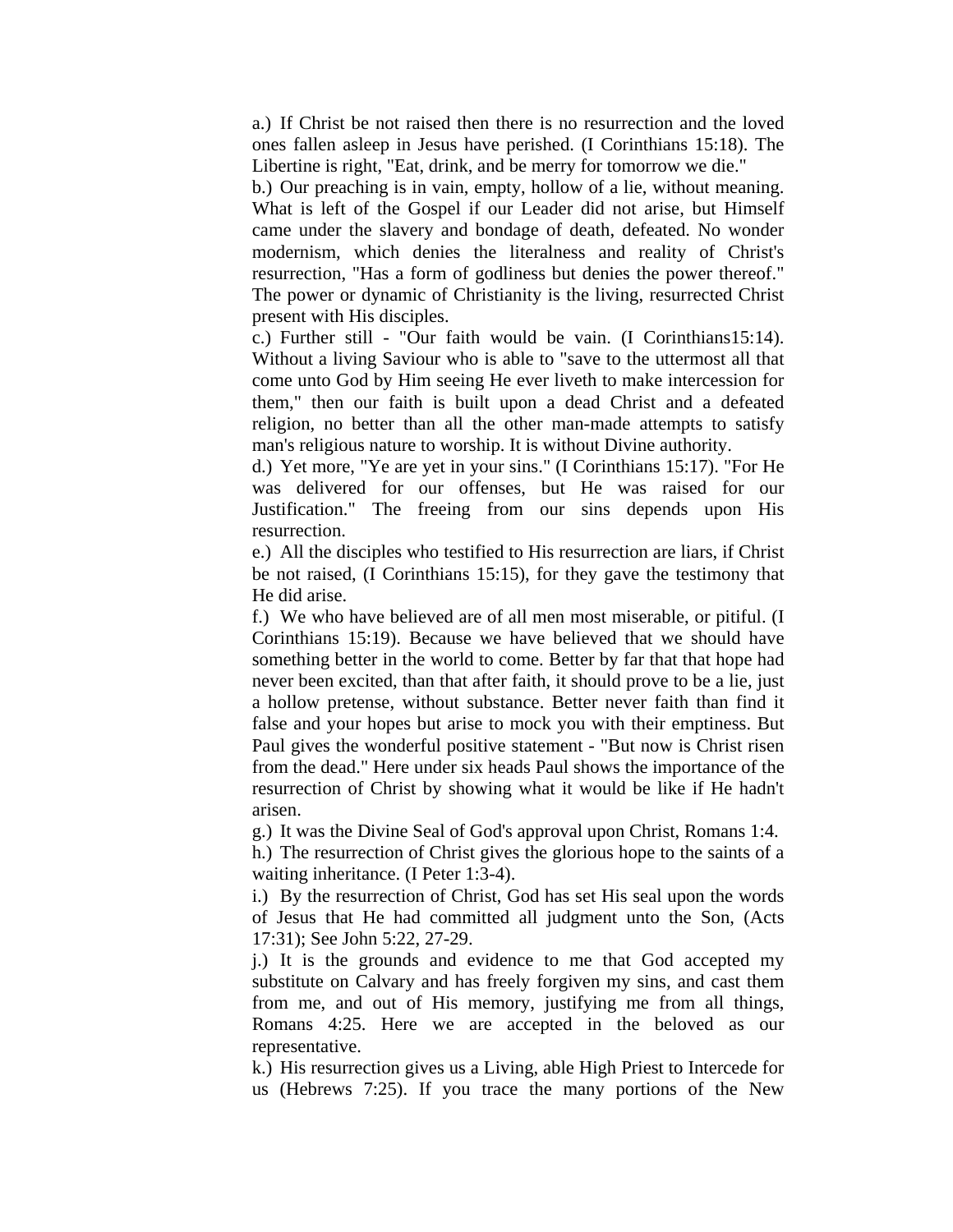a.) If Christ be not raised then there is no resurrection and the loved ones fallen asleep in Jesus have perished. (I Corinthians 15:18). The Libertine is right, "Eat, drink, and be merry for tomorrow we die."

b.) Our preaching is in vain, empty, hollow of a lie, without meaning. What is left of the Gospel if our Leader did not arise, but Himself came under the slavery and bondage of death, defeated. No wonder modernism, which denies the literalness and reality of Christ's resurrection, "Has a form of godliness but denies the power thereof." The power or dynamic of Christianity is the living, resurrected Christ present with His disciples.

c.) Further still - "Our faith would be vain. (I Corinthians15:14). Without a living Saviour who is able to "save to the uttermost all that come unto God by Him seeing He ever liveth to make intercession for them," then our faith is built upon a dead Christ and a defeated religion, no better than all the other man-made attempts to satisfy man's religious nature to worship. It is without Divine authority.

d.) Yet more, "Ye are yet in your sins." (I Corinthians 15:17). "For He was delivered for our offenses, but He was raised for our Justification." The freeing from our sins depends upon His resurrection.

e.) All the disciples who testified to His resurrection are liars, if Christ be not raised, (I Corinthians 15:15), for they gave the testimony that He did arise.

f.) We who have believed are of all men most miserable, or pitiful. (I Corinthians 15:19). Because we have believed that we should have something better in the world to come. Better by far that that hope had never been excited, than that after faith, it should prove to be a lie, just a hollow pretense, without substance. Better never faith than find it false and your hopes but arise to mock you with their emptiness. But Paul gives the wonderful positive statement - "But now is Christ risen from the dead." Here under six heads Paul shows the importance of the resurrection of Christ by showing what it would be like if He hadn't arisen.

g.) It was the Divine Seal of God's approval upon Christ, Romans 1:4.

h.) The resurrection of Christ gives the glorious hope to the saints of a waiting inheritance. (I Peter 1:3-4).

i.) By the resurrection of Christ, God has set His seal upon the words of Jesus that He had committed all judgment unto the Son, (Acts 17:31); See John 5:22, 27-29.

j.) It is the grounds and evidence to me that God accepted my substitute on Calvary and has freely forgiven my sins, and cast them from me, and out of His memory, justifying me from all things, Romans 4:25. Here we are accepted in the beloved as our representative.

k.) His resurrection gives us a Living, able High Priest to Intercede for us (Hebrews 7:25). If you trace the many portions of the New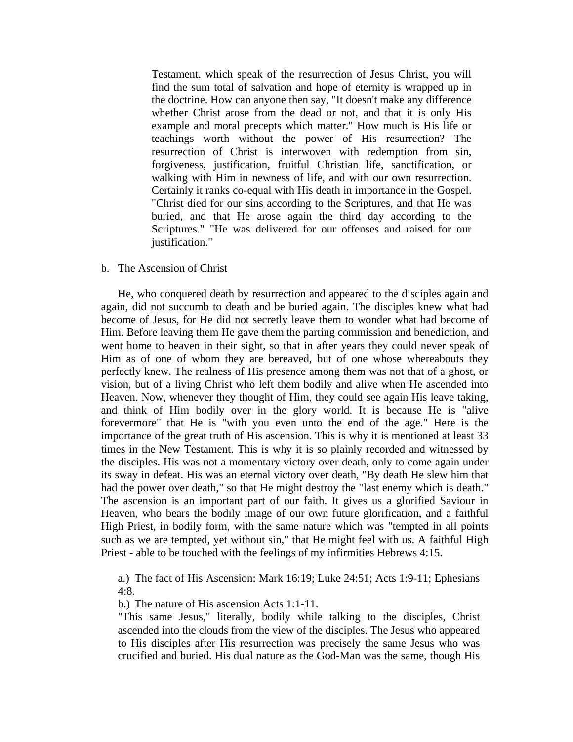Testament, which speak of the resurrection of Jesus Christ, you will find the sum total of salvation and hope of eternity is wrapped up in the doctrine. How can anyone then say, "It doesn't make any difference whether Christ arose from the dead or not, and that it is only His example and moral precepts which matter." How much is His life or teachings worth without the power of His resurrection? The resurrection of Christ is interwoven with redemption from sin, forgiveness, justification, fruitful Christian life, sanctification, or walking with Him in newness of life, and with our own resurrection. Certainly it ranks co-equal with His death in importance in the Gospel. "Christ died for our sins according to the Scriptures, and that He was buried, and that He arose again the third day according to the Scriptures." "He was delivered for our offenses and raised for our justification."

b. The Ascension of Christ

He, who conquered death by resurrection and appeared to the disciples again and again, did not succumb to death and be buried again. The disciples knew what had become of Jesus, for He did not secretly leave them to wonder what had become of Him. Before leaving them He gave them the parting commission and benediction, and went home to heaven in their sight, so that in after years they could never speak of Him as of one of whom they are bereaved, but of one whose whereabouts they perfectly knew. The realness of His presence among them was not that of a ghost, or vision, but of a living Christ who left them bodily and alive when He ascended into Heaven. Now, whenever they thought of Him, they could see again His leave taking, and think of Him bodily over in the glory world. It is because He is "alive forevermore" that He is "with you even unto the end of the age." Here is the importance of the great truth of His ascension. This is why it is mentioned at least 33 times in the New Testament. This is why it is so plainly recorded and witnessed by the disciples. His was not a momentary victory over death, only to come again under its sway in defeat. His was an eternal victory over death, "By death He slew him that had the power over death," so that He might destroy the "last enemy which is death." The ascension is an important part of our faith. It gives us a glorified Saviour in Heaven, who bears the bodily image of our own future glorification, and a faithful High Priest, in bodily form, with the same nature which was "tempted in all points such as we are tempted, yet without sin," that He might feel with us. A faithful High Priest - able to be touched with the feelings of my infirmities Hebrews 4:15.

a.) The fact of His Ascension: Mark 16:19; Luke 24:51; Acts 1:9-11; Ephesians 4:8.

b.) The nature of His ascension Acts 1:1-11.

"This same Jesus," literally, bodily while talking to the disciples, Christ ascended into the clouds from the view of the disciples. The Jesus who appeared to His disciples after His resurrection was precisely the same Jesus who was crucified and buried. His dual nature as the God-Man was the same, though His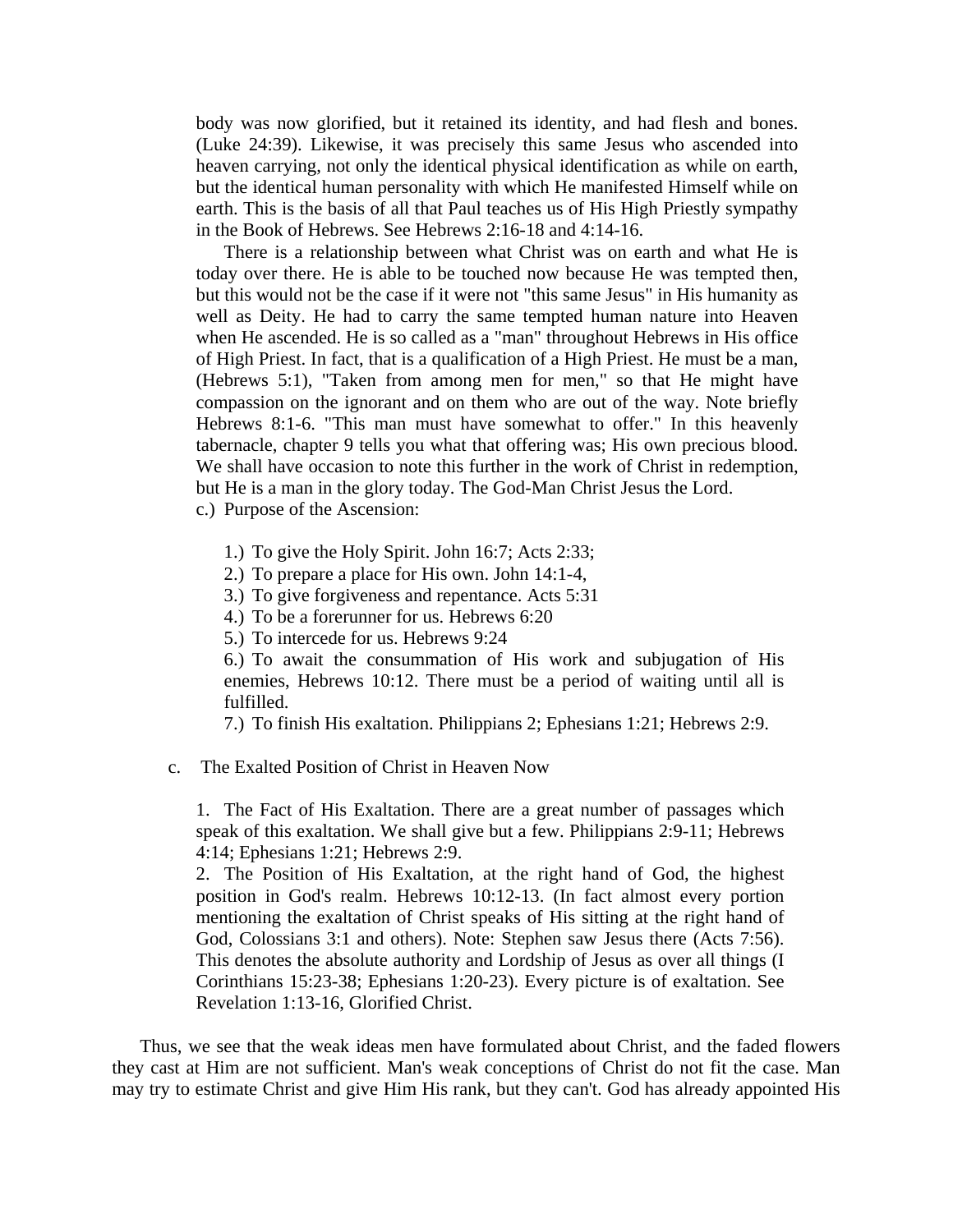body was now glorified, but it retained its identity, and had flesh and bones. (Luke 24:39). Likewise, it was precisely this same Jesus who ascended into heaven carrying, not only the identical physical identification as while on earth, but the identical human personality with which He manifested Himself while on earth. This is the basis of all that Paul teaches us of His High Priestly sympathy in the Book of Hebrews. See Hebrews 2:16-18 and 4:14-16.

There is a relationship between what Christ was on earth and what He is today over there. He is able to be touched now because He was tempted then, but this would not be the case if it were not "this same Jesus" in His humanity as well as Deity. He had to carry the same tempted human nature into Heaven when He ascended. He is so called as a "man" throughout Hebrews in His office of High Priest. In fact, that is a qualification of a High Priest. He must be a man, (Hebrews 5:1), "Taken from among men for men," so that He might have compassion on the ignorant and on them who are out of the way. Note briefly Hebrews 8:1-6. "This man must have somewhat to offer." In this heavenly tabernacle, chapter 9 tells you what that offering was; His own precious blood. We shall have occasion to note this further in the work of Christ in redemption, but He is a man in the glory today. The God-Man Christ Jesus the Lord.

c.) Purpose of the Ascension:

1.) To give the Holy Spirit. John 16:7; Acts 2:33;
2.) To prepare a place for His own. John 14:1-4,
3.) To give forgiveness and repentance. Acts 5:31
4.) To be a forerunner for us. Hebrews 6:20
5.) To intercede for us. Hebrews 9:24
6.) To await the consummation of His work and subjugation of His enemies, Hebrews 10:12. There must be a period of waiting until all is fulfilled.
7.) To finish His exaltation. Philippians 2; Ephesians 1:21; Hebrews 2:9.

c. The Exalted Position of Christ in Heaven Now

1. The Fact of His Exaltation. There are a great number of passages which speak of this exaltation. We shall give but a few. Philippians 2:9-11; Hebrews 4:14; Ephesians 1:21; Hebrews 2:9.
2. The Position of His Exaltation, at the right hand of God, the highest position in God's realm. Hebrews 10:12-13. (In fact almost every portion mentioning the exaltation of Christ speaks of His sitting at the right hand of God, Colossians 3:1 and others). Note: Stephen saw Jesus there (Acts 7:56). This denotes the absolute authority and Lordship of Jesus as over all things (I Corinthians 15:23-38; Ephesians 1:20-23). Every picture is of exaltation. See Revelation 1:13-16, Glorified Christ.

Thus, we see that the weak ideas men have formulated about Christ, and the faded flowers they cast at Him are not sufficient. Man's weak conceptions of Christ do not fit the case. Man may try to estimate Christ and give Him His rank, but they can't. God has already appointed His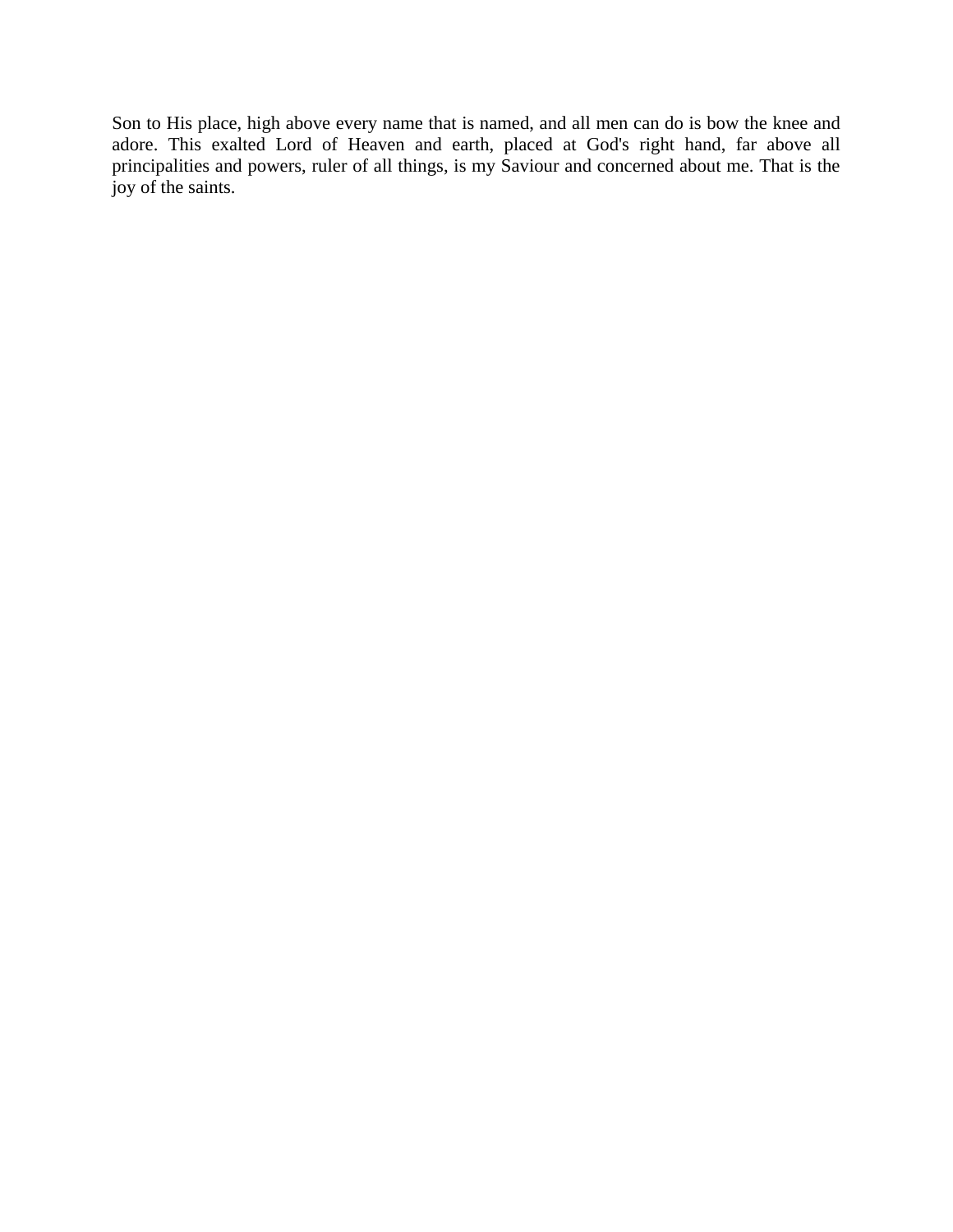Son to His place, high above every name that is named, and all men can do is bow the knee and adore. This exalted Lord of Heaven and earth, placed at God's right hand, far above all principalities and powers, ruler of all things, is my Saviour and concerned about me. That is the joy of the saints.